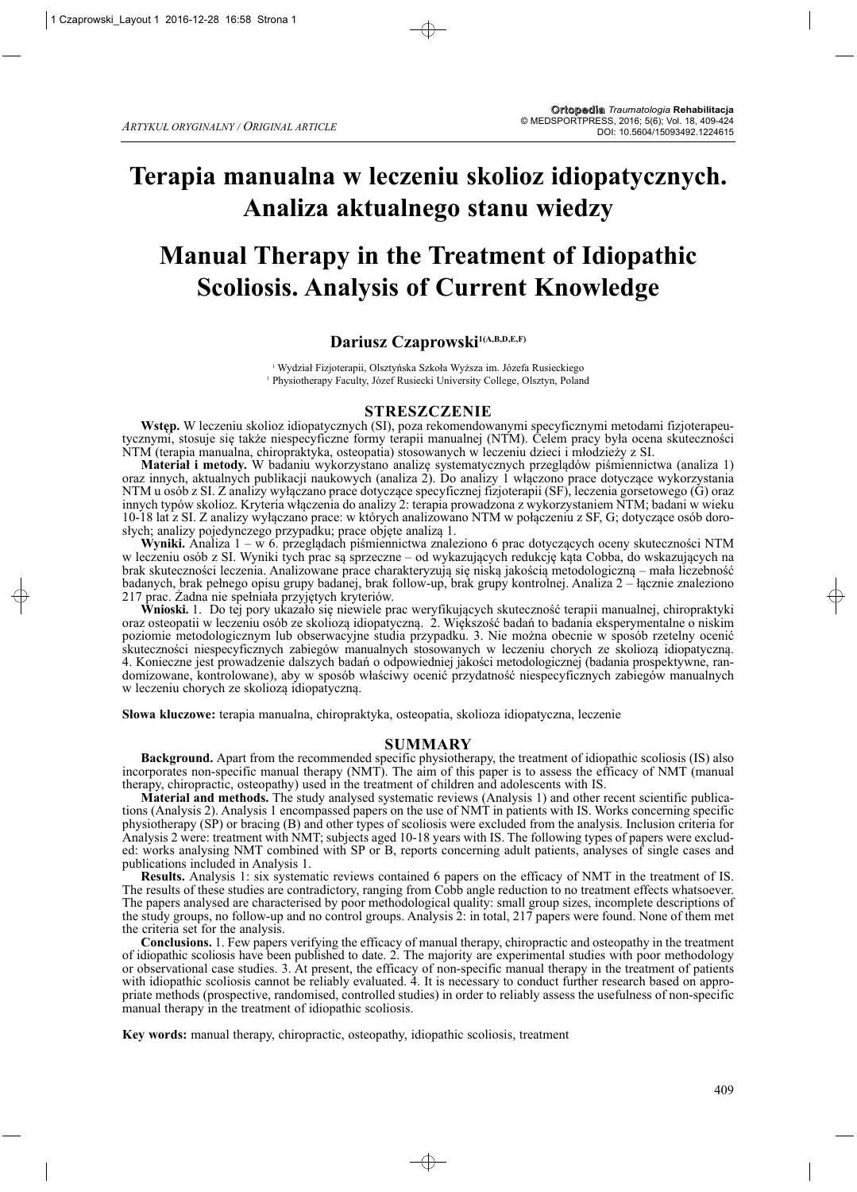*ARTYKUŁ ORYGINALNY / ORIGINAL ARTICLE*

# Terapia manualna w leczeniu skolioz idiopatycznych. Analiza aktualnego stanu wiedzy

# Manual Therapy in the Treatment of Idiopathic Scoliosis. Analysis of Current Knowledge

**Dariusz Czaprowski**[1(A,B,D,E,F)]

[1] Wydział Fizjoterapii, Olsztyńska Szkoła Wyższa im. Józefa Rusieckiego
[1] Physiotherapy Faculty, Józef Rusiecki University College, Olsztyn, Poland

## STRESZCZENIE

**Wstęp.** W leczeniu skolioz idiopatycznych (SI), poza rekomendowanymi specyficznymi metodami fizjoterapeutycznymi, stosuje się także niespecyficzne formy terapii manualnej (NTM). Celem pracy była ocena skuteczności NTM (terapia manualna, chiropraktyka, osteopatia) stosowanych w leczeniu dzieci i młodzieży z SI.

**Materiał i metody.** W badaniu wykorzystano analizę systematycznych przeglądów piśmiennictwa (analiza 1) oraz innych, aktualnych publikacji naukowych (analiza 2). Do analizy 1 włączono prace dotyczące wykorzystania NTM u osób z SI. Z analizy wyłączano prace dotyczące specyficznej fizjoterapii (SF), leczenia gorsetowego (G) oraz innych typów skolioz. Kryteria włączenia do analizy 2: terapia prowadzona z wykorzystaniem NTM; badani w wieku 10-18 lat z SI. Z analizy wyłączano prace: w których analizowano NTM w połączeniu z SF, G; dotyczące osób dorosłych; analizy pojedynczego przypadku; prace objęte analizą 1.

**Wyniki.** Analiza 1 – w 6. przeglądach piśmiennictwa znaleziono 6 prac dotyczących oceny skuteczności NTM w leczeniu osób z SI. Wyniki tych prac są sprzeczne – od wykazujących redukcję kąta Cobba, do wskazujących na brak skuteczności leczenia. Analizowane prace charakteryzują się niską jakością metodologiczną – mała liczebność badanych, brak pełnego opisu grupy badanej, brak follow-up, brak grupy kontrolnej. Analiza 2 – łącznie znaleziono 217 prac. Żadna nie spełniała przyjętych kryteriów.

**Wnioski.** 1. Do tej pory ukazało się niewiele prac weryfikujących skuteczność terapii manualnej, chiropraktyki oraz osteopatii w leczeniu osób ze skoliozą idiopatyczną. 2. Większość badań to badania eksperymentalne o niskim poziomie metodologicznym lub obserwacyjne studia przypadku. 3. Nie można obecnie w sposób rzetelny ocenić skuteczności niespecyficznych zabiegów manualnych stosowanych w leczeniu chorych ze skoliozą idiopatyczną. 4. Konieczne jest prowadzenie dalszych badań o odpowiedniej jakości metodologicznej (badania prospektywne, randomizowane, kontrolowane), aby w sposób właściwy ocenić przydatność niespecyficznych zabiegów manualnych w leczeniu chorych ze skoliozą idiopatyczną.

**Słowa kluczowe:** terapia manualna, chiropraktyka, osteopatia, skolioza idiopatyczna, leczenie

## SUMMARY

**Background.** Apart from the recommended specific physiotherapy, the treatment of idiopathic scoliosis (IS) also incorporates non-specific manual therapy (NMT). The aim of this paper is to assess the efficacy of NMT (manual therapy, chiropractic, osteopathy) used in the treatment of children and adolescents with IS.

**Material and methods.** The study analysed systematic reviews (Analysis 1) and other recent scientific publications (Analysis 2). Analysis 1 encompassed papers on the use of NMT in patients with IS. Works concerning specific physiotherapy (SP) or bracing (B) and other types of scoliosis were excluded from the analysis. Inclusion criteria for Analysis 2 were: treatment with NMT; subjects aged 10-18 years with IS. The following types of papers were excluded: works analysing NMT combined with SP or B, reports concerning adult patients, analyses of single cases and publications included in Analysis 1.

**Results.** Analysis 1: six systematic reviews contained 6 papers on the efficacy of NMT in the treatment of IS. The results of these studies are contradictory, ranging from Cobb angle reduction to no treatment effects whatsoever. The papers analysed are characterised by poor methodological quality: small group sizes, incomplete descriptions of the study groups, no follow-up and no control groups. Analysis 2: in total, 217 papers were found. None of them met the criteria set for the analysis.

**Conclusions.** 1. Few papers verifying the efficacy of manual therapy, chiropractic and osteopathy in the treatment of idiopathic scoliosis have been published to date. 2. The majority are experimental studies with poor methodology or observational case studies. 3. At present, the efficacy of non-specific manual therapy in the treatment of patients with idiopathic scoliosis cannot be reliably evaluated. 4. It is necessary to conduct further research based on appropriate methods (prospective, randomised, controlled studies) in order to reliably assess the usefulness of non-specific manual therapy in the treatment of idiopathic scoliosis.

**Key words:** manual therapy, chiropractic, osteopathy, idiopathic scoliosis, treatment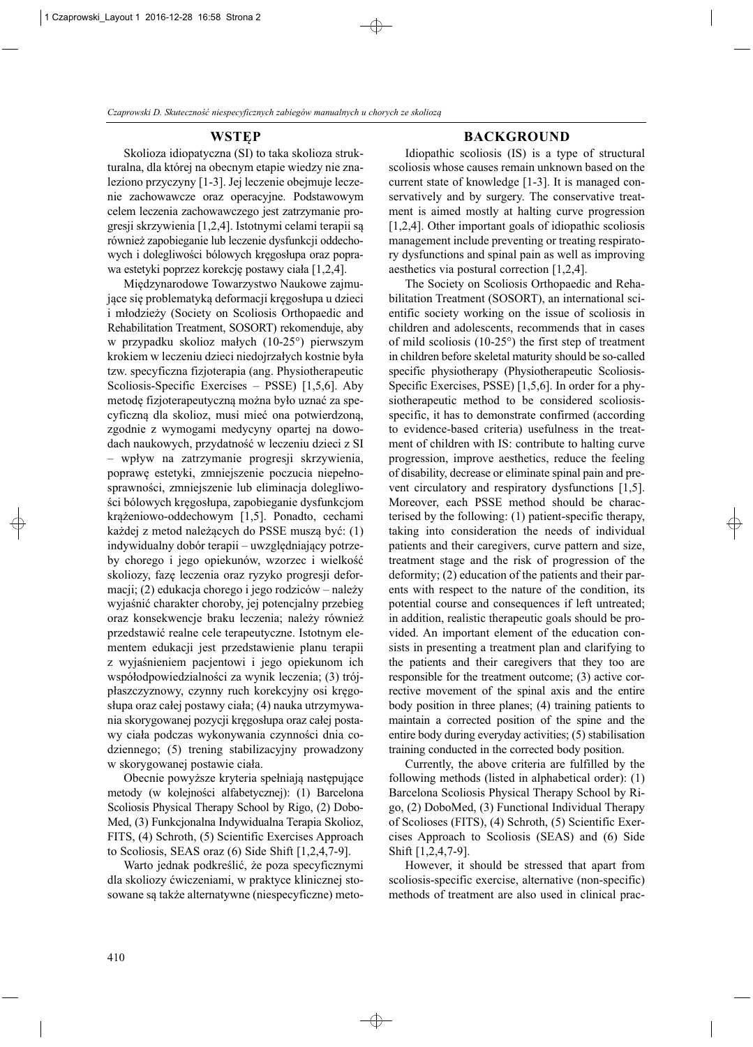## WSTĘP

Skolioza idiopatyczna (SI) to taka skolioza strukturalna, dla której na obecnym etapie wiedzy nie znaleziono przyczyny [1-3]. Jej leczenie obejmuje leczenie zachowawcze oraz operacyjne. Podstawowym celem leczenia zachowawczego jest zatrzymanie progresji skrzywienia [1,2,4]. Istotnymi celami terapii są również zapobieganie lub leczenie dysfunkcji oddechowych i dolegliwości bólowych kręgosłupa oraz poprawa estetyki poprzez korekcję postawy ciała [1,2,4].

Międzynarodowe Towarzystwo Naukowe zajmujące się problematyką deformacji kręgosłupa u dzieci i młodzieży (Society on Scoliosis Orthopaedic and Rehabilitation Treatment, SOSORT) rekomenduje, aby w przypadku skolioz małych (10-25°) pierwszym krokiem w leczeniu dzieci niedojrzałych kostnie była tzw. specyficzna fizjoterapia (ang. Physiotherapeutic Scoliosis-Specific Exercises – PSSE) [1,5,6]. Aby metodę fizjoterapeutyczną można było uznać za specyficzną dla skolioz, musi mieć ona potwierdzoną, zgodnie z wymogami medycyny opartej na dowodach naukowych, przydatność w leczeniu dzieci z SI – wpływ na zatrzymanie progresji skrzywienia, poprawę estetyki, zmniejszenie poczucia niepełnosprawności, zmniejszenie lub eliminacja dolegliwości bólowych kręgosłupa, zapobieganie dysfunkcjom krążeniowo-oddechowym [1,5]. Ponadto, cechami każdej z metod należących do PSSE muszą być: (1) indywidualny dobór terapii – uwzględniający potrzeby chorego i jego opiekunów, wzorzec i wielkość skoliozy, fazę leczenia oraz ryzyko progresji deformacji; (2) edukacja chorego i jego rodziców – należy wyjaśnić charakter choroby, jej potencjalny przebieg oraz konsekwencje braku leczenia; należy również przedstawić realne cele terapeutyczne. Istotnym elementem edukacji jest przedstawienie planu terapii z wyjaśnieniem pacjentowi i jego opiekunom ich współodpowiedzialności za wynik leczenia; (3) trójpłaszczyznowy, czynny ruch korekcyjny osi kręgosłupa oraz całej postawy ciała; (4) nauka utrzymywania skorygowanej pozycji kręgosłupa oraz całej postawy ciała podczas wykonywania czynności dnia codziennego; (5) trening stabilizacyjny prowadzony w skorygowanej postawie ciała.

Obecnie powyższe kryteria spełniają następujące metody (w kolejności alfabetycznej): (1) Barcelona Scoliosis Physical Therapy School by Rigo, (2) DoboMed, (3) Funkcjonalna Indywidualna Terapia Skolioz, FITS, (4) Schroth, (5) Scientific Exercises Approach to Scoliosis, SEAS oraz (6) Side Shift [1,2,4,7-9].

Warto jednak podkreślić, że poza specyficznymi dla skoliozy ćwiczeniami, w praktyce klinicznej stosowane są także alternatywne (niespecyficzne) meto-

## BACKGROUND

Idiopathic scoliosis (IS) is a type of structural scoliosis whose causes remain unknown based on the current state of knowledge [1-3]. It is managed conservatively and by surgery. The conservative treatment is aimed mostly at halting curve progression [1,2,4]. Other important goals of idiopathic scoliosis management include preventing or treating respiratory dysfunctions and spinal pain as well as improving aesthetics via postural correction [1,2,4].

The Society on Scoliosis Orthopaedic and Rehabilitation Treatment (SOSORT), an international scientific society working on the issue of scoliosis in children and adolescents, recommends that in cases of mild scoliosis (10-25°) the first step of treatment in children before skeletal maturity should be so-called specific physiotherapy (Physiotherapeutic Scoliosis-Specific Exercises, PSSE) [1,5,6]. In order for a physiotherapeutic method to be considered scoliosis-specific, it has to demonstrate confirmed (according to evidence-based criteria) usefulness in the treatment of children with IS: contribute to halting curve progression, improve aesthetics, reduce the feeling of disability, decrease or eliminate spinal pain and prevent circulatory and respiratory dysfunctions [1,5]. Moreover, each PSSE method should be characterised by the following: (1) patient-specific therapy, taking into consideration the needs of individual patients and their caregivers, curve pattern and size, treatment stage and the risk of progression of the deformity; (2) education of the patients and their parents with respect to the nature of the condition, its potential course and consequences if left untreated; in addition, realistic therapeutic goals should be provided. An important element of the education consists in presenting a treatment plan and clarifying to the patients and their caregivers that they too are responsible for the treatment outcome; (3) active corrective movement of the spinal axis and the entire body position in three planes; (4) training patients to maintain a corrected position of the spine and the entire body during everyday activities; (5) stabilisation training conducted in the corrected body position.

Currently, the above criteria are fulfilled by the following methods (listed in alphabetical order): (1) Barcelona Scoliosis Physical Therapy School by Rigo, (2) DoboMed, (3) Functional Individual Therapy of Scolioses (FITS), (4) Schroth, (5) Scientific Exercises Approach to Scoliosis (SEAS) and (6) Side Shift [1,2,4,7-9].

However, it should be stressed that apart from scoliosis-specific exercise, alternative (non-specific) methods of treatment are also used in clinical prac-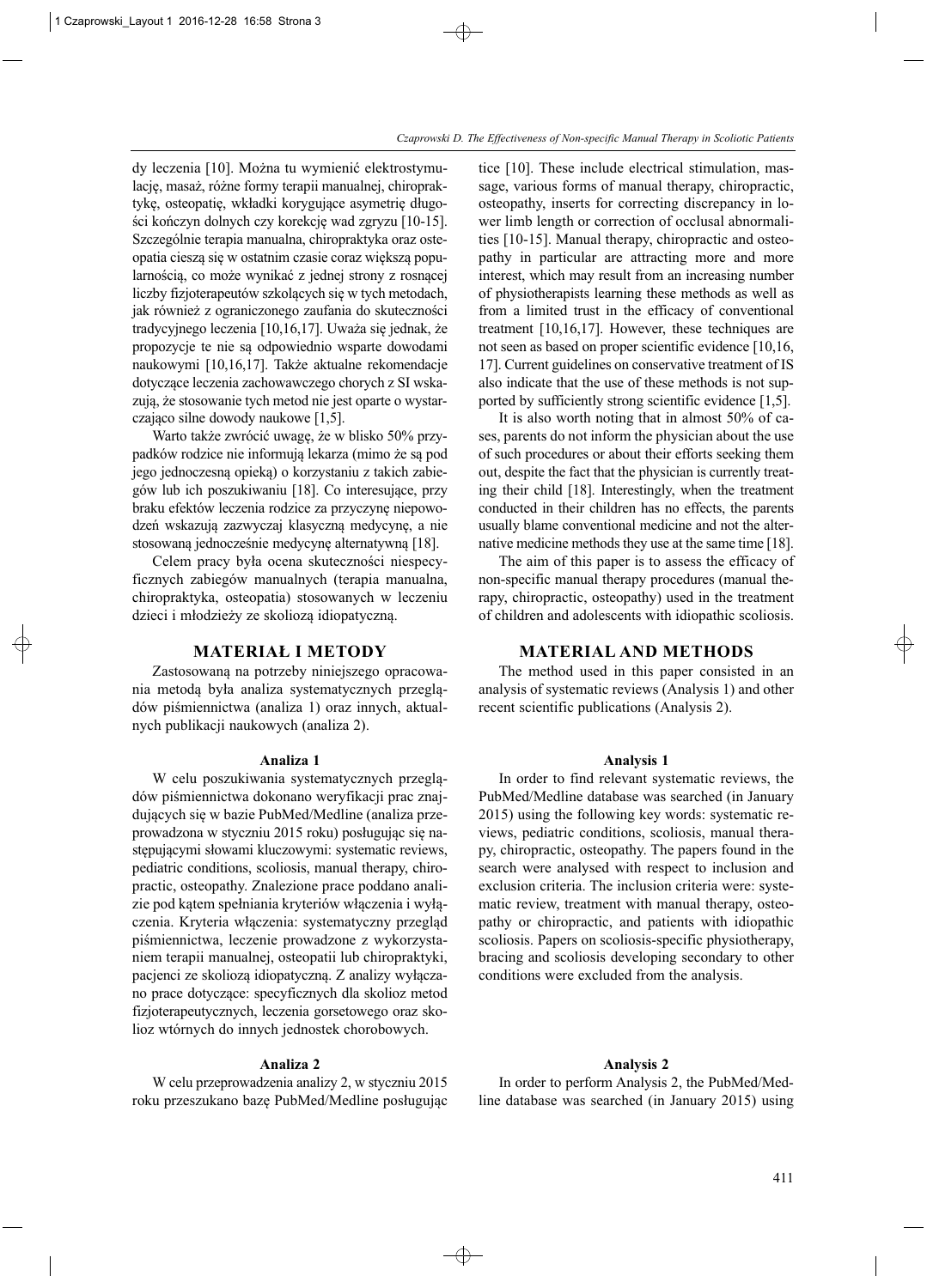dy leczenia [10]. Można tu wymienić elektrostymulację, masaż, różne formy terapii manualnej, chiropraktykę, osteopatię, wkładki korygujące asymetrię długości kończyn dolnych czy korekcję wad zgryzu [10-15]. Szczególnie terapia manualna, chiropraktyka oraz osteopatia cieszą się w ostatnim czasie coraz większą popularnością, co może wynikać z jednej strony z rosnącej liczby fizjoterapeutów szkolących się w tych metodach, jak również z ograniczonego zaufania do skuteczności tradycyjnego leczenia [10,16,17]. Uważa się jednak, że propozycje te nie są odpowiednio wsparte dowodami naukowymi [10,16,17]. Także aktualne rekomendacje dotyczące leczenia zachowawczego chorych z SI wskazują, że stosowanie tych metod nie jest oparte o wystarczająco silne dowody naukowe [1,5].

Warto także zwrócić uwagę, że w blisko 50% przypadków rodzice nie informują lekarza (mimo że są pod jego jednoczesną opieką) o korzystaniu z takich zabiegów lub ich poszukiwaniu [18]. Co interesujące, przy braku efektów leczenia rodzice za przyczynę niepowodzeń wskazują zazwyczaj klasyczną medycynę, a nie stosowaną jednocześnie medycynę alternatywną [18].

Celem pracy była ocena skuteczności niespecyficznych zabiegów manualnych (terapia manualna, chiropraktyka, osteopatia) stosowanych w leczeniu dzieci i młodzieży ze skoliozą idiopatyczną.

## MATERIAŁ I METODY

Zastosowaną na potrzeby niniejszego opracowania metodą była analiza systematycznych przeglądów piśmiennictwa (analiza 1) oraz innych, aktualnych publikacji naukowych (analiza 2).

### Analiza 1

W celu poszukiwania systematycznych przeglądów piśmiennictwa dokonano weryfikacji prac znajdujących się w bazie PubMed/Medline (analiza przeprowadzona w styczniu 2015 roku) posługując się następującymi słowami kluczowymi: systematic reviews, pediatric conditions, scoliosis, manual therapy, chiropractic, osteopathy. Znalezione prace poddano analizie pod kątem spełniania kryteriów włączenia i wyłączenia. Kryteria włączenia: systematyczny przegląd piśmiennictwa, leczenie prowadzone z wykorzystaniem terapii manualnej, osteopatii lub chiropraktyki, pacjenci ze skoliozą idiopatyczną. Z analizy wyłączano prace dotyczące: specyficznych dla skolioz metod fizjoterapeutycznych, leczenia gorsetowego oraz skolioz wtórnych do innych jednostek chorobowych.

### Analiza 2

W celu przeprowadzenia analizy 2, w styczniu 2015 roku przeszukano bazę PubMed/Medline posługując

tice [10]. These include electrical stimulation, massage, various forms of manual therapy, chiropractic, osteopathy, inserts for correcting discrepancy in lower limb length or correction of occlusal abnormalities [10-15]. Manual therapy, chiropractic and osteopathy in particular are attracting more and more interest, which may result from an increasing number of physiotherapists learning these methods as well as from a limited trust in the efficacy of conventional treatment [10,16,17]. However, these techniques are not seen as based on proper scientific evidence [10,16, 17]. Current guidelines on conservative treatment of IS also indicate that the use of these methods is not supported by sufficiently strong scientific evidence [1,5].

It is also worth noting that in almost 50% of cases, parents do not inform the physician about the use of such procedures or about their efforts seeking them out, despite the fact that the physician is currently treating their child [18]. Interestingly, when the treatment conducted in their children has no effects, the parents usually blame conventional medicine and not the alternative medicine methods they use at the same time [18].

The aim of this paper is to assess the efficacy of non-specific manual therapy procedures (manual therapy, chiropractic, osteopathy) used in the treatment of children and adolescents with idiopathic scoliosis.

## MATERIAL AND METHODS

The method used in this paper consisted in an analysis of systematic reviews (Analysis 1) and other recent scientific publications (Analysis 2).

### Analysis 1

In order to find relevant systematic reviews, the PubMed/Medline database was searched (in January 2015) using the following key words: systematic reviews, pediatric conditions, scoliosis, manual therapy, chiropractic, osteopathy. The papers found in the search were analysed with respect to inclusion and exclusion criteria. The inclusion criteria were: systematic review, treatment with manual therapy, osteopathy or chiropractic, and patients with idiopathic scoliosis. Papers on scoliosis-specific physiotherapy, bracing and scoliosis developing secondary to other conditions were excluded from the analysis.

### Analysis 2

In order to perform Analysis 2, the PubMed/Medline database was searched (in January 2015) using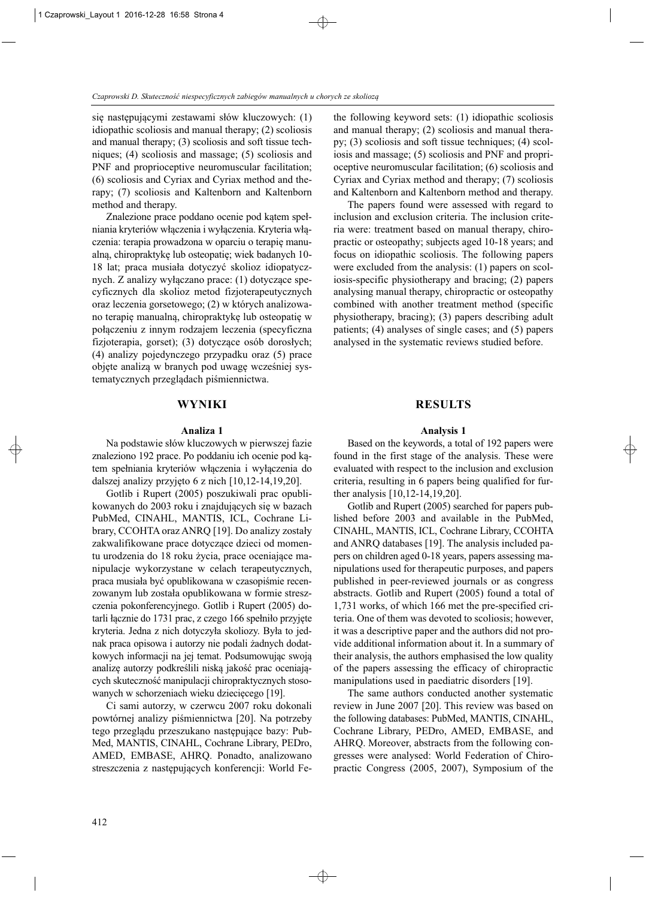się następującymi zestawami słów kluczowych: (1) idiopathic scoliosis and manual therapy; (2) scoliosis and manual therapy; (3) scoliosis and soft tissue techniques; (4) scoliosis and massage; (5) scoliosis and PNF and proprioceptive neuromuscular facilitation; (6) scoliosis and Cyriax and Cyriax method and therapy; (7) scoliosis and Kaltenborn and Kaltenborn method and therapy.

Znalezione prace poddano ocenie pod kątem spełniania kryteriów włączenia i wyłączenia. Kryteria włączenia: terapia prowadzona w oparciu o terapię manualną, chiropraktykę lub osteopatię; wiek badanych 10-18 lat; praca musiała dotyczyć skolioz idiopatycznych. Z analizy wyłączano prace: (1) dotyczące specyficznych dla skolioz metod fizjoterapeutycznych oraz leczenia gorsetowego; (2) w których analizowano terapię manualną, chiropraktykę lub osteopatię w połączeniu z innym rodzajem leczenia (specyficzna fizjoterapia, gorset); (3) dotyczące osób dorosłych; (4) analizy pojedynczego przypadku oraz (5) prace objęte analizą w branych pod uwagę wcześniej systematycznych przeglądach piśmiennictwa.

## WYNIKI

### Analiza 1

Na podstawie słów kluczowych w pierwszej fazie znaleziono 192 prace. Po poddaniu ich ocenie pod kątem spełniania kryteriów włączenia i wyłączenia do dalszej analizy przyjęto 6 z nich [10,12-14,19,20].

Gotlib i Rupert (2005) poszukiwali prac opublikowanych do 2003 roku i znajdujących się w bazach PubMed, CINAHL, MANTIS, ICL, Cochrane Library, CCOHTA oraz ANRQ [19]. Do analizy zostały zakwalifikowane prace dotyczące dzieci od momentu urodzenia do 18 roku życia, prace oceniające manipulacje wykorzystane w celach terapeutycznych, praca musiała być opublikowana w czasopiśmie recenzowanym lub została opublikowana w formie streszczenia pokonferencyjnego. Gotlib i Rupert (2005) dotarli łącznie do 1731 prac, z czego 166 spełniło przyjęte kryteria. Jedna z nich dotyczyła skoliozy. Była to jednak praca opisowa i autorzy nie podali żadnych dodatkowych informacji na jej temat. Podsumowując swoją analizę autorzy podkreślili niską jakość prac oceniających skuteczność manipulacji chiropraktycznych stosowanych w schorzeniach wieku dziecięcego [19].

Ci sami autorzy, w czerwcu 2007 roku dokonali powtórnej analizy piśmiennictwa [20]. Na potrzeby tego przeglądu przeszukano następujące bazy: PubMed, MANTIS, CINAHL, Cochrane Library, PEDro, AMED, EMBASE, AHRQ. Ponadto, analizowano streszczenia z następujących konferencji: World Fe-

the following keyword sets: (1) idiopathic scoliosis and manual therapy; (2) scoliosis and manual therapy; (3) scoliosis and soft tissue techniques; (4) scoliosis and massage; (5) scoliosis and PNF and proprioceptive neuromuscular facilitation; (6) scoliosis and Cyriax and Cyriax method and therapy; (7) scoliosis and Kaltenborn and Kaltenborn method and therapy.

The papers found were assessed with regard to inclusion and exclusion criteria. The inclusion criteria were: treatment based on manual therapy, chiropractic or osteopathy; subjects aged 10-18 years; and focus on idiopathic scoliosis. The following papers were excluded from the analysis: (1) papers on scoliosis-specific physiotherapy and bracing; (2) papers analysing manual therapy, chiropractic or osteopathy combined with another treatment method (specific physiotherapy, bracing); (3) papers describing adult patients; (4) analyses of single cases; and (5) papers analysed in the systematic reviews studied before.

## RESULTS

### Analysis 1

Based on the keywords, a total of 192 papers were found in the first stage of the analysis. These were evaluated with respect to the inclusion and exclusion criteria, resulting in 6 papers being qualified for further analysis [10,12-14,19,20].

Gotlib and Rupert (2005) searched for papers published before 2003 and available in the PubMed, CINAHL, MANTIS, ICL, Cochrane Library, CCOHTA and ANRQ databases [19]. The analysis included papers on children aged 0-18 years, papers assessing manipulations used for therapeutic purposes, and papers published in peer-reviewed journals or as congress abstracts. Gotlib and Rupert (2005) found a total of 1,731 works, of which 166 met the pre-specified criteria. One of them was devoted to scoliosis; however, it was a descriptive paper and the authors did not provide additional information about it. In a summary of their analysis, the authors emphasised the low quality of the papers assessing the efficacy of chiropractic manipulations used in paediatric disorders [19].

The same authors conducted another systematic review in June 2007 [20]. This review was based on the following databases: PubMed, MANTIS, CINAHL, Cochrane Library, PEDro, AMED, EMBASE, and AHRQ. Moreover, abstracts from the following congresses were analysed: World Federation of Chiropractic Congress (2005, 2007), Symposium of the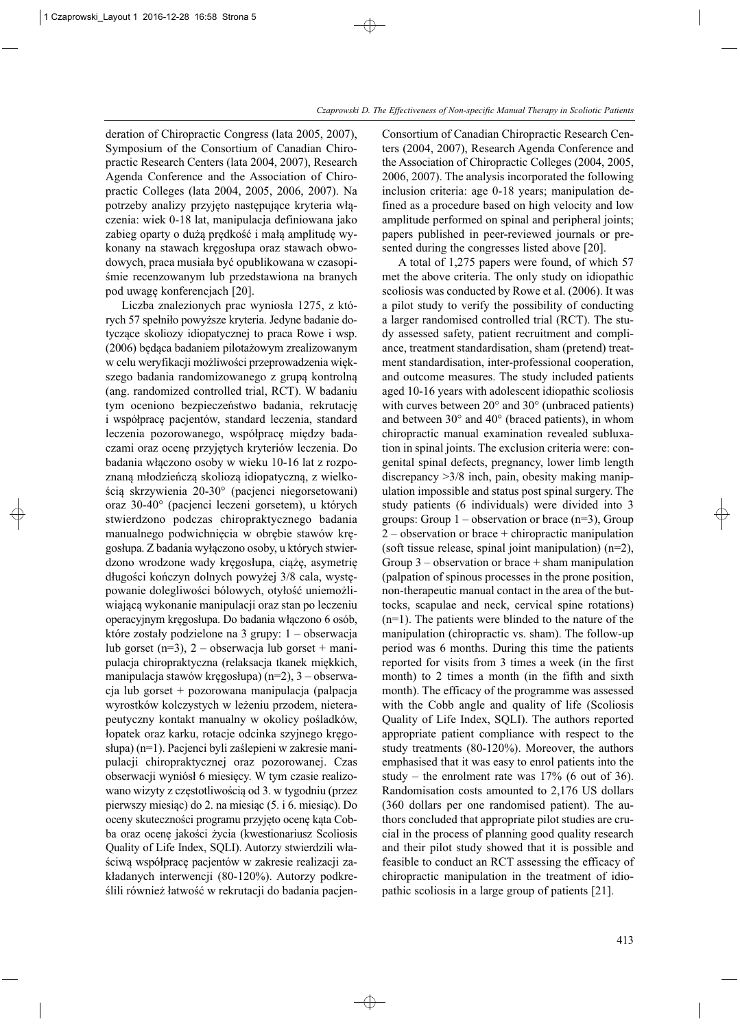deration of Chiropractic Congress (lata 2005, 2007), Symposium of the Consortium of Canadian Chiropractic Research Centers (lata 2004, 2007), Research Agenda Conference and the Association of Chiropractic Colleges (lata 2004, 2005, 2006, 2007). Na potrzeby analizy przyjęto następujące kryteria włączenia: wiek 0-18 lat, manipulacja definiowana jako zabieg oparty o dużą prędkość i małą amplitudę wykonany na stawach kręgosłupa oraz stawach obwodowych, praca musiała być opublikowana w czasopiśmie recenzowanym lub przedstawiona na branych pod uwagę konferencjach [20].

Liczba znalezionych prac wyniosła 1275, z których 57 spełniło powyższe kryteria. Jedyne badanie dotyczące skoliozy idiopatycznej to praca Rowe i wsp. (2006) będąca badaniem pilotażowym zrealizowanym w celu weryfikacji możliwości przeprowadzenia większego badania randomizowanego z grupą kontrolną (ang. randomized controlled trial, RCT). W badaniu tym oceniono bezpieczeństwo badania, rekrutację i współpracę pacjentów, standard leczenia, standard leczenia pozorowanego, współpracę między badaczami oraz ocenę przyjętych kryteriów leczenia. Do badania włączono osoby w wieku 10-16 lat z rozpoznaną młodzieńczą skoliozą idiopatyczną, z wielkością skrzywienia 20-30° (pacjenci niegorsetowani) oraz 30-40° (pacjenci leczeni gorsetem), u których stwierdzono podczas chiropraktycznego badania manualnego podwichnięcia w obrębie stawów kręgosłupa. Z badania wyłączono osoby, u których stwierdzono wrodzone wady kręgosłupa, ciążę, asymetrię długości kończyn dolnych powyżej 3/8 cala, występowanie dolegliwości bólowych, otyłość uniemożliwiającą wykonanie manipulacji oraz stan po leczeniu operacyjnym kręgosłupa. Do badania włączono 6 osób, które zostały podzielone na 3 grupy: 1 – obserwacja lub gorset (n=3), 2 – obserwacja lub gorset + manipulacja chiropraktyczna (relaksacja tkanek miękkich, manipulacja stawów kręgosłupa) (n=2), 3 – obserwacja lub gorset + pozorowana manipulacja (palpacja wyrostków kolczystych w leżeniu przodem, nieterapeutyczny kontakt manualny w okolicy pośladków, łopatek oraz karku, rotacje odcinka szyjnego kręgosłupa) (n=1). Pacjenci byli zaślepieni w zakresie manipulacji chiropraktycznej oraz pozorowanej. Czas obserwacji wyniósł 6 miesięcy. W tym czasie realizowano wizyty z częstotliwością od 3. w tygodniu (przez pierwszy miesiąc) do 2. na miesiąc (5. i 6. miesiąc). Do oceny skuteczności programu przyjęto ocenę kąta Cobba oraz ocenę jakości życia (kwestionariusz Scoliosis Quality of Life Index, SQLI). Autorzy stwierdzili właściwą współpracę pacjentów w zakresie realizacji zakładanych interwencji (80-120%). Autorzy podkreślili również łatwość w rekrutacji do badania pacjen-

Consortium of Canadian Chiropractic Research Centers (2004, 2007), Research Agenda Conference and the Association of Chiropractic Colleges (2004, 2005, 2006, 2007). The analysis incorporated the following inclusion criteria: age 0-18 years; manipulation defined as a procedure based on high velocity and low amplitude performed on spinal and peripheral joints; papers published in peer-reviewed journals or presented during the congresses listed above [20].

A total of 1,275 papers were found, of which 57 met the above criteria. The only study on idiopathic scoliosis was conducted by Rowe et al. (2006). It was a pilot study to verify the possibility of conducting a larger randomised controlled trial (RCT). The study assessed safety, patient recruitment and compliance, treatment standardisation, sham (pretend) treatment standardisation, inter-professional cooperation, and outcome measures. The study included patients aged 10-16 years with adolescent idiopathic scoliosis with curves between 20° and 30° (unbraced patients) and between 30° and 40° (braced patients), in whom chiropractic manual examination revealed subluxation in spinal joints. The exclusion criteria were: congenital spinal defects, pregnancy, lower limb length discrepancy >3/8 inch, pain, obesity making manipulation impossible and status post spinal surgery. The study patients (6 individuals) were divided into 3 groups: Group 1 – observation or brace (n=3), Group 2 – observation or brace + chiropractic manipulation (soft tissue release, spinal joint manipulation) (n=2), Group 3 – observation or brace + sham manipulation (palpation of spinous processes in the prone position, non-therapeutic manual contact in the area of the buttocks, scapulae and neck, cervical spine rotations) (n=1). The patients were blinded to the nature of the manipulation (chiropractic vs. sham). The follow-up period was 6 months. During this time the patients reported for visits from 3 times a week (in the first month) to 2 times a month (in the fifth and sixth month). The efficacy of the programme was assessed with the Cobb angle and quality of life (Scoliosis Quality of Life Index, SQLI). The authors reported appropriate patient compliance with respect to the study treatments (80-120%). Moreover, the authors emphasised that it was easy to enrol patients into the study – the enrolment rate was 17% (6 out of 36). Randomisation costs amounted to 2,176 US dollars (360 dollars per one randomised patient). The authors concluded that appropriate pilot studies are crucial in the process of planning good quality research and their pilot study showed that it is possible and feasible to conduct an RCT assessing the efficacy of chiropractic manipulation in the treatment of idiopathic scoliosis in a large group of patients [21].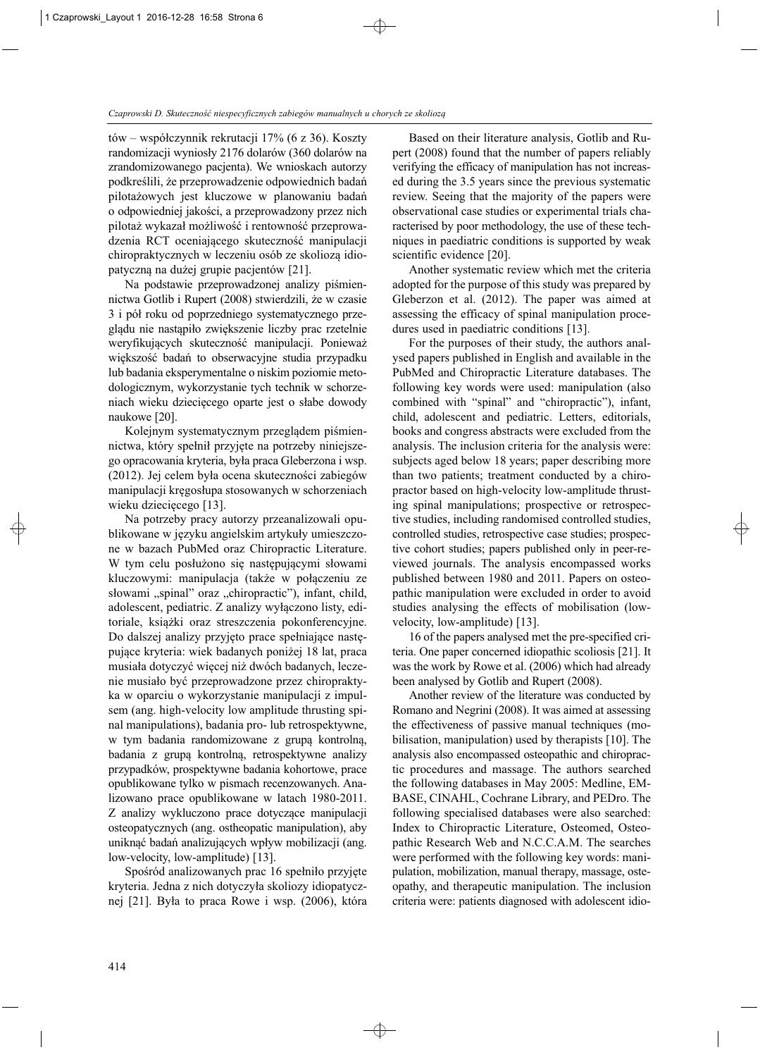tów – współczynnik rekrutacji 17% (6 z 36). Koszty randomizacji wyniosły 2176 dolarów (360 dolarów na zrandomizowanego pacjenta). We wnioskach autorzy podkreślili, że przeprowadzenie odpowiednich badań pilotażowych jest kluczowe w planowaniu badań o odpowiedniej jakości, a przeprowadzony przez nich pilotaż wykazał możliwość i rentowność przeprowadzenia RCT oceniającego skuteczność manipulacji chiropraktycznych w leczeniu osób ze skoliozą idiopatyczną na dużej grupie pacjentów [21].

Na podstawie przeprowadzonej analizy piśmiennictwa Gotlib i Rupert (2008) stwierdzili, że w czasie 3 i pół roku od poprzedniego systematycznego przeglądu nie nastąpiło zwiększenie liczby prac rzetelnie weryfikujących skuteczność manipulacji. Ponieważ większość badań to obserwacyjne studia przypadku lub badania eksperymentalne o niskim poziomie metodologicznym, wykorzystanie tych technik w schorzeniach wieku dziecięcego oparte jest o słabe dowody naukowe [20].

Kolejnym systematycznym przeglądem piśmiennictwa, który spełnił przyjęte na potrzeby niniejszego opracowania kryteria, była praca Gleberzona i wsp. (2012). Jej celem była ocena skuteczności zabiegów manipulacji kręgosłupa stosowanych w schorzeniach wieku dziecięcego [13].

Na potrzeby pracy autorzy przeanalizowali opublikowane w języku angielskim artykuły umieszczone w bazach PubMed oraz Chiropractic Literature. W tym celu posłużono się następującymi słowami kluczowymi: manipulacja (także w połączeniu ze słowami „spinal" oraz „chiropractic"), infant, child, adolescent, pediatric. Z analizy wyłączono listy, editoriale, książki oraz streszczenia pokonferencyjne. Do dalszej analizy przyjęto prace spełniające następujące kryteria: wiek badanych poniżej 18 lat, praca musiała dotyczyć więcej niż dwóch badanych, leczenie musiało być przeprowadzone przez chiropraktyka w oparciu o wykorzystanie manipulacji z impulsem (ang. high-velocity low amplitude thrusting spinal manipulations), badania pro- lub retrospektywne, w tym badania randomizowane z grupą kontrolną, badania z grupą kontrolną, retrospektywne analizy przypadków, prospektywne badania kohortowe, prace opublikowane tylko w pismach recenzowanych. Analizowano prace opublikowane w latach 1980-2011. Z analizy wykluczono prace dotyczące manipulacji osteopatycznych (ang. ostheopatic manipulation), aby uniknąć badań analizujących wpływ mobilizacji (ang. low-velocity, low-amplitude) [13].

Spośród analizowanych prac 16 spełniło przyjęte kryteria. Jedna z nich dotyczyła skoliozy idiopatycznej [21]. Była to praca Rowe i wsp. (2006), która

Based on their literature analysis, Gotlib and Rupert (2008) found that the number of papers reliably verifying the efficacy of manipulation has not increased during the 3.5 years since the previous systematic review. Seeing that the majority of the papers were observational case studies or experimental trials characterised by poor methodology, the use of these techniques in paediatric conditions is supported by weak scientific evidence [20].

Another systematic review which met the criteria adopted for the purpose of this study was prepared by Gleberzon et al. (2012). The paper was aimed at assessing the efficacy of spinal manipulation procedures used in paediatric conditions [13].

For the purposes of their study, the authors analysed papers published in English and available in the PubMed and Chiropractic Literature databases. The following key words were used: manipulation (also combined with "spinal" and "chiropractic"), infant, child, adolescent and pediatric. Letters, editorials, books and congress abstracts were excluded from the analysis. The inclusion criteria for the analysis were: subjects aged below 18 years; paper describing more than two patients; treatment conducted by a chiropractor based on high-velocity low-amplitude thrusting spinal manipulations; prospective or retrospective studies, including randomised controlled studies, controlled studies, retrospective case studies; prospective cohort studies; papers published only in peer-reviewed journals. The analysis encompassed works published between 1980 and 2011. Papers on osteopathic manipulation were excluded in order to avoid studies analysing the effects of mobilisation (low-velocity, low-amplitude) [13].

16 of the papers analysed met the pre-specified criteria. One paper concerned idiopathic scoliosis [21]. It was the work by Rowe et al. (2006) which had already been analysed by Gotlib and Rupert (2008).

Another review of the literature was conducted by Romano and Negrini (2008). It was aimed at assessing the effectiveness of passive manual techniques (mobilisation, manipulation) used by therapists [10]. The analysis also encompassed osteopathic and chiropractic procedures and massage. The authors searched the following databases in May 2005: Medline, EMBASE, CINAHL, Cochrane Library, and PEDro. The following specialised databases were also searched: Index to Chiropractic Literature, Osteomed, Osteopathic Research Web and N.C.C.A.M. The searches were performed with the following key words: manipulation, mobilization, manual therapy, massage, osteopathy, and therapeutic manipulation. The inclusion criteria were: patients diagnosed with adolescent idio-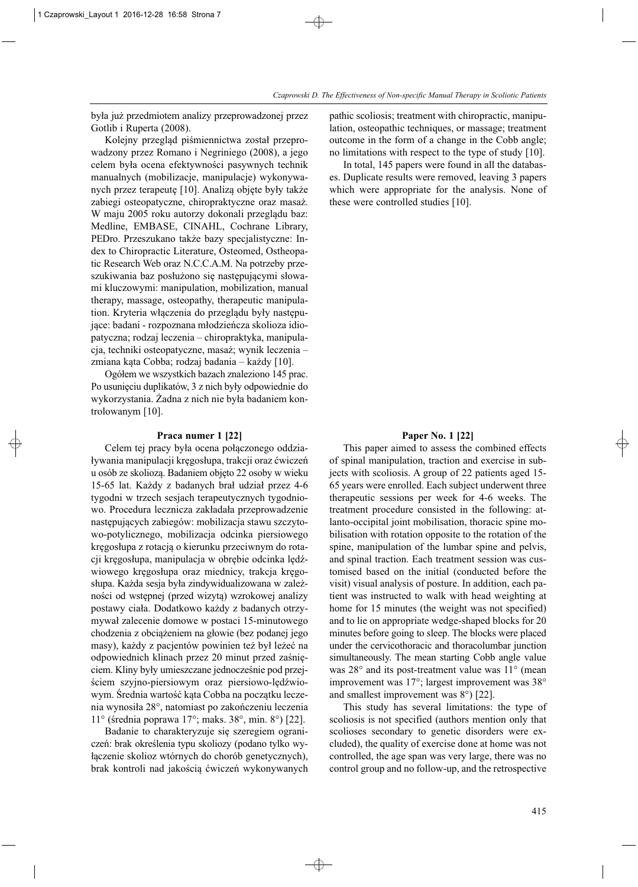była już przedmiotem analizy przeprowadzonej przez Gotlib i Ruperta (2008).

Kolejny przegląd piśmiennictwa został przeprowadzony przez Romano i Negriniego (2008), a jego celem była ocena efektywności pasywnych technik manualnych (mobilizacje, manipulacje) wykonywanych przez terapeutę [10]. Analizą objęte były także zabiegi osteopatyczne, chiropraktyczne oraz masaż. W maju 2005 roku autorzy dokonali przeglądu baz: Medline, EMBASE, CINAHL, Cochrane Library, PEDro. Przeszukano także bazy specjalistyczne: Index to Chiropractic Literature, Osteomed, Osthеopatic Research Web oraz N.C.C.A.M. Na potrzeby przeszukiwania baz posłużono się następującymi słowami kluczowymi: manipulation, mobilization, manual therapy, massage, osteopathy, therapeutic manipulation. Kryteria włączenia do przeglądu były następujące: badani - rozpoznana młodzieńcza skolioza idiopatyczna; rodzaj leczenia – chiropraktyka, manipulacja, techniki osteopatyczne, masaż; wynik leczenia – zmiana kąta Cobba; rodzaj badania – każdy [10].

Ogółem we wszystkich bazach znaleziono 145 prac. Po usunięciu duplikatów, 3 z nich były odpowiednie do wykorzystania. Żadna z nich nie była badaniem kontrolowanym [10].

#### Praca numer 1 [22]

Celem tej pracy była ocena połączonego oddziaływania manipulacji kręgosłupa, trakcji oraz ćwiczeń u osób ze skoliozą. Badaniem objęto 22 osoby w wieku 15-65 lat. Każdy z badanych brał udział przez 4-6 tygodni w trzech sesjach terapeutycznych tygodniowo. Procedura lecznicza zakładała przeprowadzenie następujących zabiegów: mobilizacja stawu szczytowo-potylicznego, mobilizacja odcinka piersiowego kręgosłupa z rotacją o kierunku przeciwnym do rotacji kręgosłupa, manipulacja w obrębie odcinka lędźwiowego kręgosłupa oraz miednicy, trakcja kręgosłupa. Każda sesja była zindywidualizowana w zależności od wstępnej (przed wizytą) wzrokowej analizy postawy ciała. Dodatkowo każdy z badanych otrzymywał zalecenie domowe w postaci 15-minutowego chodzenia z obciążeniem na głowie (bez podanej jego masy), każdy z pacjentów powinien też był leżeć na odpowiednich klinach przez 20 minut przed zaśnięciem. Kliny były umieszczane jednocześnie pod przejściem szyjno-piersiowym oraz piersiowo-lędźwiowym. Średnia wartość kąta Cobba na początku leczenia wynosiła 28°, natomiast po zakończeniu leczenia 11° (średnia poprawa 17°; maks. 38°, min. 8°) [22].

Badanie to charakteryzuje się szeregiem ograniczeń: brak określenia typu skoliozy (podano tylko wyłączenie skolioz wtórnych do chorób genetycznych), brak kontroli nad jakością ćwiczeń wykonywanych

pathic scoliosis; treatment with chiropractic, manipulation, osteopathic techniques, or massage; treatment outcome in the form of a change in the Cobb angle; no limitations with respect to the type of study [10].

In total, 145 papers were found in all the databases. Duplicate results were removed, leaving 3 papers which were appropriate for the analysis. None of these were controlled studies [10].

#### Paper No. 1 [22]

This paper aimed to assess the combined effects of spinal manipulation, traction and exercise in subjects with scoliosis. A group of 22 patients aged 15-65 years were enrolled. Each subject underwent three therapeutic sessions per week for 4-6 weeks. The treatment procedure consisted in the following: atlanto-occipital joint mobilisation, thoracic spine mobilisation with rotation opposite to the rotation of the spine, manipulation of the lumbar spine and pelvis, and spinal traction. Each treatment session was customised based on the initial (conducted before the visit) visual analysis of posture. In addition, each patient was instructed to walk with head weighting at home for 15 minutes (the weight was not specified) and to lie on appropriate wedge-shaped blocks for 20 minutes before going to sleep. The blocks were placed under the cervicothoracic and thoracolumbar junction simultaneously. The mean starting Cobb angle value was 28° and its post-treatment value was 11° (mean improvement was 17°; largest improvement was 38° and smallest improvement was 8°) [22].

This study has several limitations: the type of scoliosis is not specified (authors mention only that scolioses secondary to genetic disorders were excluded), the quality of exercise done at home was not controlled, the age span was very large, there was no control group and no follow-up, and the retrospective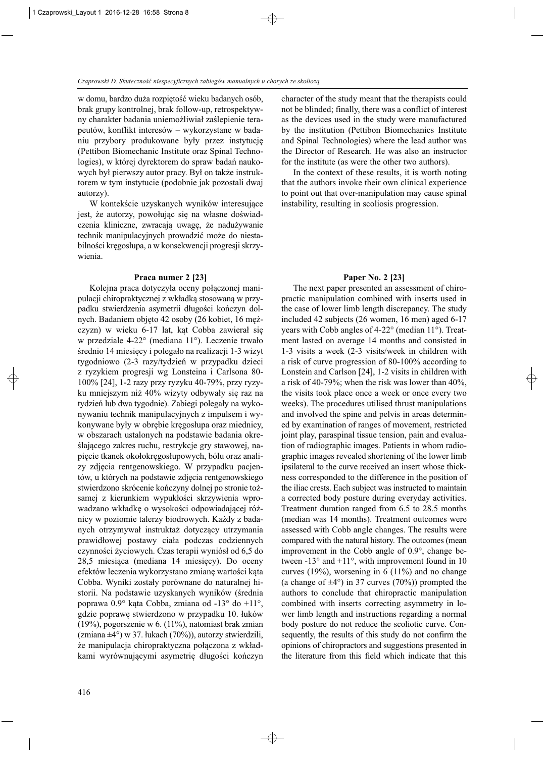w domu, bardzo duża rozpiętość wieku badanych osób, brak grupy kontrolnej, brak follow-up, retrospektywny charakter badania uniemożliwiał zaślepienie terapeutów, konflikt interesów – wykorzystane w badaniu przybory produkowane były przez instytucję (Pettibon Biomechanic Institute oraz Spinal Technologies), w której dyrektorem do spraw badań naukowych był pierwszy autor pracy. Był on także instruktorem w tym instytucie (podobnie jak pozostali dwaj autorzy).

W kontekście uzyskanych wyników interesujące jest, że autorzy, powołując się na własne doświadczenia kliniczne, zwracają uwagę, że nadużywanie technik manipulacyjnych prowadzić może do niestabilności kręgosłupa, a w konsekwencji progresji skrzywienia.

#### Praca numer 2 [23]

Kolejna praca dotyczyła oceny połączonej manipulacji chiropraktycznej z wkładką stosowaną w przypadku stwierdzenia asymetrii długości kończyn dolnych. Badaniem objęto 42 osoby (26 kobiet, 16 mężczyzn) w wieku 6-17 lat, kąt Cobba zawierał się w przedziale 4-22° (mediana 11°). Leczenie trwało średnio 14 miesięcy i polegało na realizacji 1-3 wizyt tygodniowo (2-3 razy/tydzień w przypadku dzieci z ryzykiem progresji wg Lonsteina i Carlsona 80-100% [24], 1-2 razy przy ryzyku 40-79%, przy ryzyku mniejszym niż 40% wizyty odbywały się raz na tydzień lub dwa tygodnie). Zabiegi polegały na wykonywaniu technik manipulacyjnych z impulsem i wykonywane były w obrębie kręgosłupa oraz miednicy, w obszarach ustalonych na podstawie badania określającego zakres ruchu, restrykcje gry stawowej, napięcie tkanek okołokręgosłupowych, bólu oraz analizy zdjęcia rentgenowskiego. W przypadku pacjentów, u których na podstawie zdjęcia rentgenowskiego stwierdzono skrócenie kończyny dolnej po stronie tożsamej z kierunkiem wypukłości skrzywienia wprowadzano wkładkę o wysokości odpowiadającej różnicy w poziomie talerzy biodrowych. Każdy z badanych otrzymywał instruktaż dotyczący utrzymania prawidłowej postawy ciała podczas codziennych czynności życiowych. Czas terapii wyniósł od 6,5 do 28,5 miesiąca (mediana 14 miesięcy). Do oceny efektów leczenia wykorzystano zmianę wartości kąta Cobba. Wyniki zostały porównane do naturalnej historii. Na podstawie uzyskanych wyników (średnia poprawa 0.9° kąta Cobba, zmiana od -13° do +11°, gdzie poprawę stwierdzono w przypadku 10. łuków (19%), pogorszenie w 6. (11%), natomiast brak zmian (zmiana ±4°) w 37. łukach (70%)), autorzy stwierdzili, że manipulacja chiropraktyczna połączona z wkładkami wyrównującymi asymetrię długości kończyn

character of the study meant that the therapists could not be blinded; finally, there was a conflict of interest as the devices used in the study were manufactured by the institution (Pettibon Biomechanics Institute and Spinal Technologies) where the lead author was the Director of Research. He was also an instructor for the institute (as were the other two authors).

In the context of these results, it is worth noting that the authors invoke their own clinical experience to point out that over-manipulation may cause spinal instability, resulting in scoliosis progression.

#### Paper No. 2 [23]

The next paper presented an assessment of chiropractic manipulation combined with inserts used in the case of lower limb length discrepancy. The study included 42 subjects (26 women, 16 men) aged 6-17 years with Cobb angles of 4-22° (median 11°). Treatment lasted on average 14 months and consisted in 1-3 visits a week (2-3 visits/week in children with a risk of curve progression of 80-100% according to Lonstein and Carlson [24], 1-2 visits in children with a risk of 40-79%; when the risk was lower than 40%, the visits took place once a week or once every two weeks). The procedures utilised thrust manipulations and involved the spine and pelvis in areas determined by examination of ranges of movement, restricted joint play, paraspinal tissue tension, pain and evaluation of radiographic images. Patients in whom radiographic images revealed shortening of the lower limb ipsilateral to the curve received an insert whose thickness corresponded to the difference in the position of the iliac crests. Each subject was instructed to maintain a corrected body posture during everyday activities. Treatment duration ranged from 6.5 to 28.5 months (median was 14 months). Treatment outcomes were assessed with Cobb angle changes. The results were compared with the natural history. The outcomes (mean improvement in the Cobb angle of 0.9°, change between -13° and +11°, with improvement found in 10 curves (19%), worsening in 6 (11%) and no change (a change of ±4°) in 37 curves (70%)) prompted the authors to conclude that chiropractic manipulation combined with inserts correcting asymmetry in lower limb length and instructions regarding a normal body posture do not reduce the scoliotic curve. Consequently, the results of this study do not confirm the opinions of chiropractors and suggestions presented in the literature from this field which indicate that this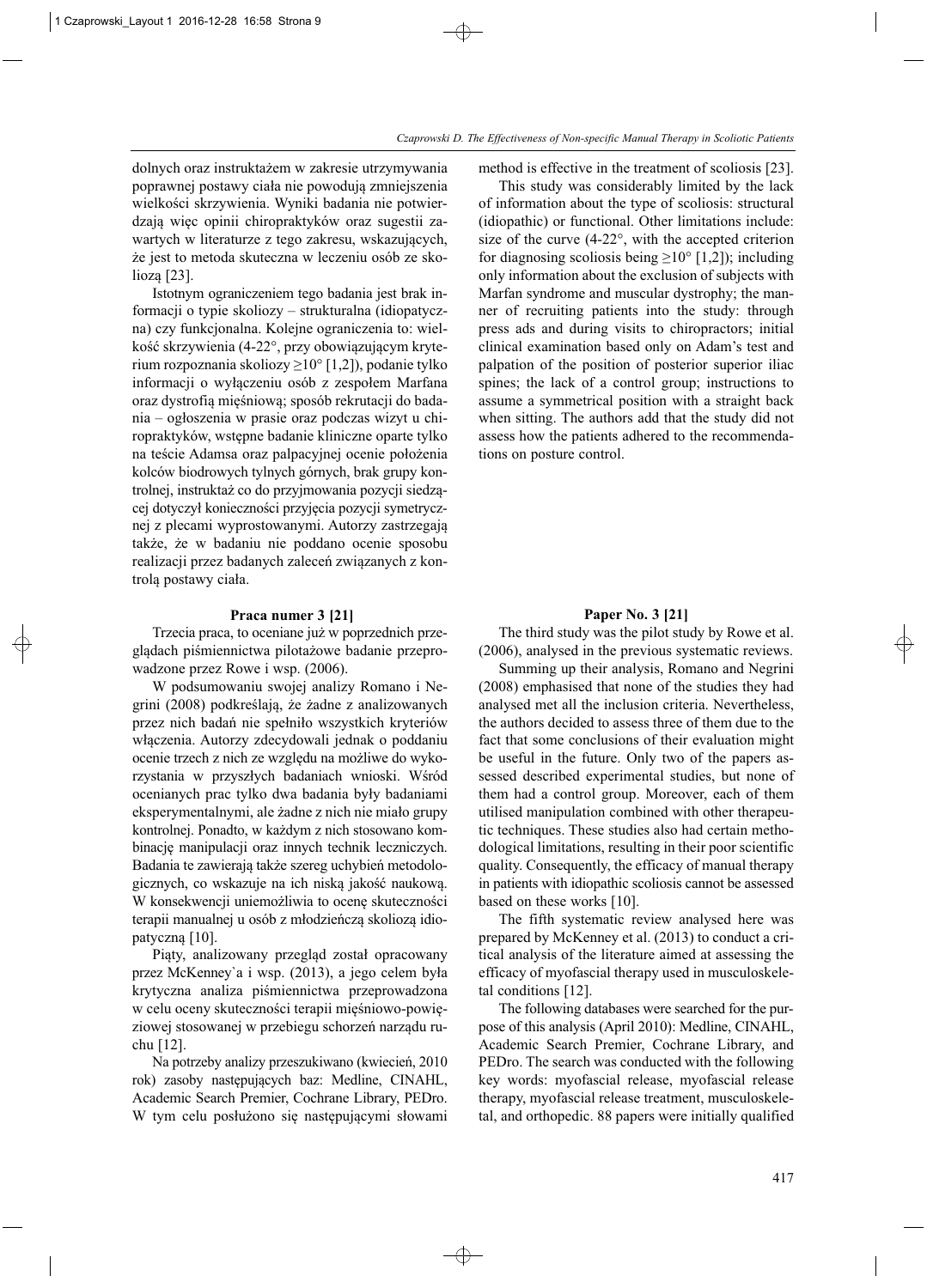dolnych oraz instruktażem w zakresie utrzymywania poprawnej postawy ciała nie powodują zmniejszenia wielkości skrzywienia. Wyniki badania nie potwierdzają więc opinii chiropraktyków oraz sugestii zawartych w literaturze z tego zakresu, wskazujących, że jest to metoda skuteczna w leczeniu osób ze skoliozą [23].

Istotnym ograniczeniem tego badania jest brak informacji o typie skoliozy – strukturalna (idiopatyczna) czy funkcjonalna. Kolejne ograniczenia to: wielkość skrzywienia (4-22°, przy obowiązującym kryterium rozpoznania skoliozy ≥10° [1,2]), podanie tylko informacji o wyłączeniu osób z zespołem Marfana oraz dystrofią mięśniową; sposób rekrutacji do badania – ogłoszenia w prasie oraz podczas wizyt u chiropraktyków, wstępne badanie kliniczne oparte tylko na teście Adamsa oraz palpacyjnej ocenie położenia kolców biodrowych tylnych górnych, brak grupy kontrolnej, instruktaż co do przyjmowania pozycji siedzącej dotyczył konieczności przyjęcia pozycji symetrycznej z plecami wyprostowanymi. Autorzy zastrzegają także, że w badaniu nie poddano ocenie sposobu realizacji przez badanych zaleceń związanych z kontrolą postawy ciała.

**Praca numer 3 [21]**

Trzecia praca, to oceniane już w poprzednich przeglądach piśmiennictwa pilotażowe badanie przeprowadzone przez Rowe i wsp. (2006).

W podsumowaniu swojej analizy Romano i Negrini (2008) podkreślają, że żadne z analizowanych przez nich badań nie spełniło wszystkich kryteriów włączenia. Autorzy zdecydowali jednak o poddaniu ocenie trzech z nich ze względu na możliwe do wykorzystania w przyszłych badaniach wnioski. Wśród ocenianych prac tylko dwa badania były badaniami eksperymentalnymi, ale żadne z nich nie miało grupy kontrolnej. Ponadto, w każdym z nich stosowano kombinację manipulacji oraz innych technik leczniczych. Badania te zawierają także szereg uchybień metodologicznych, co wskazuje na ich niską jakość naukową. W konsekwencji uniemożliwia to ocenę skuteczności terapii manualnej u osób z młodzieńczą skoliozą idiopatyczną [10].

Piąty, analizowany przegląd został opracowany przez McKenney`a i wsp. (2013), a jego celem była krytyczna analiza piśmiennictwa przeprowadzona w celu oceny skuteczności terapii mięśniowo-powięziowej stosowanej w przebiegu schorzeń narządu ruchu [12].

Na potrzeby analizy przeszukiwano (kwiecień, 2010 rok) zasoby następujących baz: Medline, CINAHL, Academic Search Premier, Cochrane Library, PEDro. W tym celu posłużono się następującymi słowami

method is effective in the treatment of scoliosis [23].

This study was considerably limited by the lack of information about the type of scoliosis: structural (idiopathic) or functional. Other limitations include: size of the curve (4-22°, with the accepted criterion for diagnosing scoliosis being ≥10° [1,2]); including only information about the exclusion of subjects with Marfan syndrome and muscular dystrophy; the manner of recruiting patients into the study: through press ads and during visits to chiropractors; initial clinical examination based only on Adam's test and palpation of the position of posterior superior iliac spines; the lack of a control group; instructions to assume a symmetrical position with a straight back when sitting. The authors add that the study did not assess how the patients adhered to the recommendations on posture control.

**Paper No. 3 [21]**

The third study was the pilot study by Rowe et al. (2006), analysed in the previous systematic reviews.

Summing up their analysis, Romano and Negrini (2008) emphasised that none of the studies they had analysed met all the inclusion criteria. Nevertheless, the authors decided to assess three of them due to the fact that some conclusions of their evaluation might be useful in the future. Only two of the papers assessed described experimental studies, but none of them had a control group. Moreover, each of them utilised manipulation combined with other therapeutic techniques. These studies also had certain methodological limitations, resulting in their poor scientific quality. Consequently, the efficacy of manual therapy in patients with idiopathic scoliosis cannot be assessed based on these works [10].

The fifth systematic review analysed here was prepared by McKenney et al. (2013) to conduct a critical analysis of the literature aimed at assessing the efficacy of myofascial therapy used in musculoskeletal conditions [12].

The following databases were searched for the purpose of this analysis (April 2010): Medline, CINAHL, Academic Search Premier, Cochrane Library, and PEDro. The search was conducted with the following key words: myofascial release, myofascial release therapy, myofascial release treatment, musculoskeletal, and orthopedic. 88 papers were initially qualified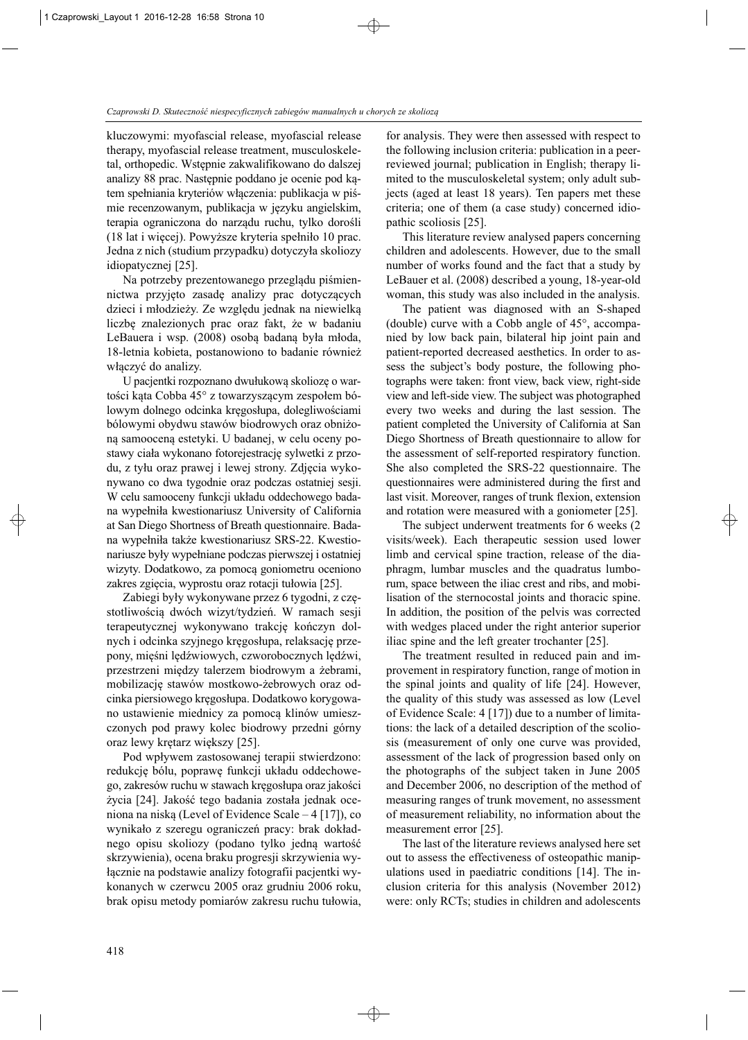kluczowymi: myofascial release, myofascial release therapy, myofascial release treatment, musculoskeletal, orthopedic. Wstępnie zakwalifikowano do dalszej analizy 88 prac. Następnie poddano je ocenie pod kątem spełniania kryteriów włączenia: publikacja w piśmie recenzowanym, publikacja w języku angielskim, terapia ograniczona do narządu ruchu, tylko dorośli (18 lat i więcej). Powyższe kryteria spełniło 10 prac. Jedna z nich (studium przypadku) dotyczyła skoliozy idiopatycznej [25].

Na potrzeby prezentowanego przeglądu piśmiennictwa przyjęto zasadę analizy prac dotyczących dzieci i młodzieży. Ze względu jednak na niewielką liczbę znalezionych prac oraz fakt, że w badaniu LeBauera i wsp. (2008) osobą badaną była młoda, 18-letnia kobieta, postanowiono to badanie również włączyć do analizy.

U pacjentki rozpoznano dwułukową skoliozę o wartości kąta Cobba 45° z towarzyszącym zespołem bólowym dolnego odcinka kręgosłupa, dolegliwościami bólowymi obydwu stawów biodrowych oraz obniżoną samooceną estetyki. U badanej, w celu oceny postawy ciała wykonano fotorejestrację sylwetki z przodu, z tyłu oraz prawej i lewej strony. Zdjęcia wykonywano co dwa tygodnie oraz podczas ostatniej sesji. W celu samooceny funkcji układu oddechowego badana wypełniła kwestionariusz University of California at San Diego Shortness of Breath questionnaire. Badana wypełniła także kwestionariusz SRS-22. Kwestionariusze były wypełniane podczas pierwszej i ostatniej wizyty. Dodatkowo, za pomocą goniometru oceniono zakres zgięcia, wyprostu oraz rotacji tułowia [25].

Zabiegi były wykonywane przez 6 tygodni, z częstotliwością dwóch wizyt/tydzień. W ramach sesji terapeutycznej wykonywano trakcję kończyn dolnych i odcinka szyjnego kręgosłupa, relaksację przepony, mięśni lędźwiowych, czworobocznych lędźwi, przestrzeni między talerzem biodrowym a żebrami, mobilizację stawów mostkowo-żebrowych oraz odcinka piersiowego kręgosłupa. Dodatkowo korygowano ustawienie miednicy za pomocą klinów umieszczonych pod prawy kolec biodrowy przedni górny oraz lewy krętarz większy [25].

Pod wpływem zastosowanej terapii stwierdzono: redukcję bólu, poprawę funkcji układu oddechowego, zakresów ruchu w stawach kręgosłupa oraz jakości życia [24]. Jakość tego badania została jednak oceniona na niską (Level of Evidence Scale – 4 [17]), co wynikało z szeregu ograniczeń pracy: brak dokładnego opisu skoliozy (podano tylko jedną wartość skrzywienia), ocena braku progresji skrzywienia wyłącznie na podstawie analizy fotografii pacjentki wykonanych w czerwcu 2005 oraz grudniu 2006 roku, brak opisu metody pomiarów zakresu ruchu tułowia,

for analysis. They were then assessed with respect to the following inclusion criteria: publication in a peer-reviewed journal; publication in English; therapy limited to the musculoskeletal system; only adult subjects (aged at least 18 years). Ten papers met these criteria; one of them (a case study) concerned idiopathic scoliosis [25].

This literature review analysed papers concerning children and adolescents. However, due to the small number of works found and the fact that a study by LeBauer et al. (2008) described a young, 18-year-old woman, this study was also included in the analysis.

The patient was diagnosed with an S-shaped (double) curve with a Cobb angle of 45°, accompanied by low back pain, bilateral hip joint pain and patient-reported decreased aesthetics. In order to assess the subject's body posture, the following photographs were taken: front view, back view, right-side view and left-side view. The subject was photographed every two weeks and during the last session. The patient completed the University of California at San Diego Shortness of Breath questionnaire to allow for the assessment of self-reported respiratory function. She also completed the SRS-22 questionnaire. The questionnaires were administered during the first and last visit. Moreover, ranges of trunk flexion, extension and rotation were measured with a goniometer [25].

The subject underwent treatments for 6 weeks (2 visits/week). Each therapeutic session used lower limb and cervical spine traction, release of the diaphragm, lumbar muscles and the quadratus lumborum, space between the iliac crest and ribs, and mobilisation of the sternocostal joints and thoracic spine. In addition, the position of the pelvis was corrected with wedges placed under the right anterior superior iliac spine and the left greater trochanter [25].

The treatment resulted in reduced pain and improvement in respiratory function, range of motion in the spinal joints and quality of life [24]. However, the quality of this study was assessed as low (Level of Evidence Scale: 4 [17]) due to a number of limitations: the lack of a detailed description of the scoliosis (measurement of only one curve was provided, assessment of the lack of progression based only on the photographs of the subject taken in June 2005 and December 2006, no description of the method of measuring ranges of trunk movement, no assessment of measurement reliability, no information about the measurement error [25].

The last of the literature reviews analysed here set out to assess the effectiveness of osteopathic manipulations used in paediatric conditions [14]. The inclusion criteria for this analysis (November 2012) were: only RCTs; studies in children and adolescents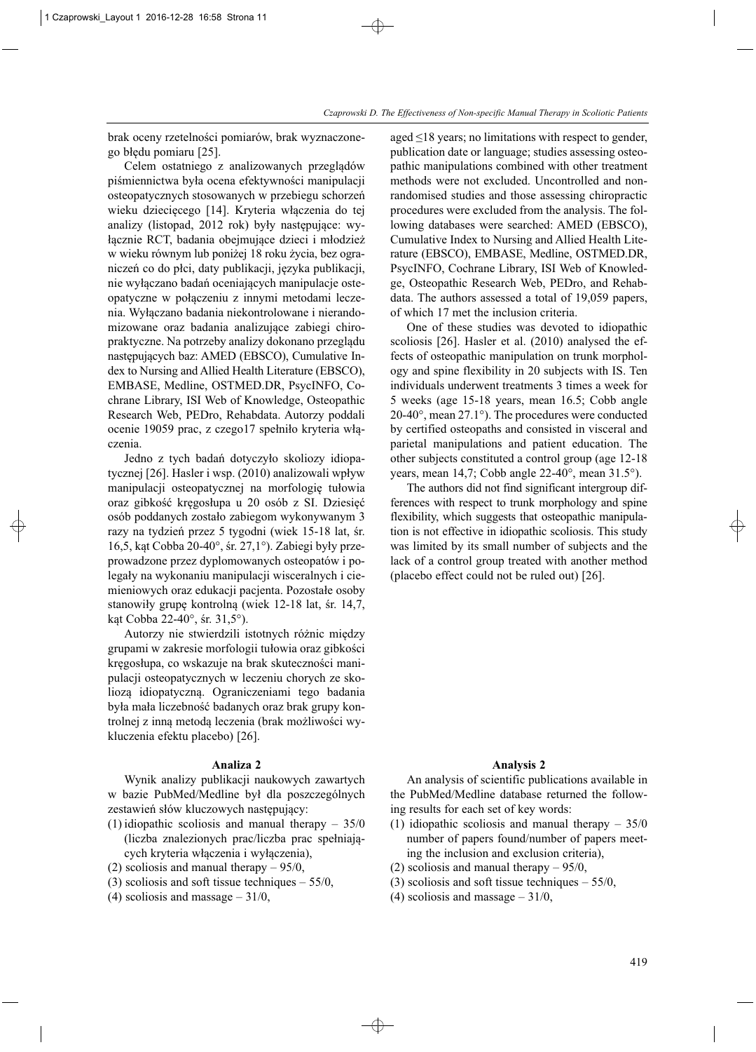brak oceny rzetelności pomiarów, brak wyznaczonego błędu pomiaru [25].

Celem ostatniego z analizowanych przeglądów piśmiennictwa była ocena efektywności manipulacji osteopatycznych stosowanych w przebiegu schorzeń wieku dziecięcego [14]. Kryteria włączenia do tej analizy (listopad, 2012 rok) były następujące: wyłącznie RCT, badania obejmujące dzieci i młodzież w wieku równym lub poniżej 18 roku życia, bez ograniczeń co do płci, daty publikacji, języka publikacji, nie wyłączano badań oceniających manipulacje osteopatyczne w połączeniu z innymi metodami leczenia. Wyłączano badania niekontrolowane i nierandomizowane oraz badania analizujące zabiegi chiropraktyczne. Na potrzeby analizy dokonano przeglądu następujących baz: AMED (EBSCO), Cumulative Index to Nursing and Allied Health Literature (EBSCO), EMBASE, Medline, OSTMED.DR, PsycINFO, Cochrane Library, ISI Web of Knowledge, Osteopathic Research Web, PEDro, Rehabdata. Autorzy poddali ocenie 19059 prac, z czego17 spełniło kryteria włączenia.

Jedno z tych badań dotyczyło skoliozy idiopatycznej [26]. Hasler i wsp. (2010) analizowali wpływ manipulacji osteopatycznej na morfologię tułowia oraz gibkość kręgosłupa u 20 osób z SI. Dziesięć osób poddanych zostało zabiegom wykonywanym 3 razy na tydzień przez 5 tygodni (wiek 15-18 lat, śr. 16,5, kąt Cobba 20-40°, śr. 27,1°). Zabiegi były przeprowadzone przez dyplomowanych osteopatów i polegały na wykonaniu manipulacji wisceralnych i ciemieniowych oraz edukacji pacjenta. Pozostałe osoby stanowiły grupę kontrolną (wiek 12-18 lat, śr. 14,7, kąt Cobba 22-40°, śr. 31,5°).

Autorzy nie stwierdzili istotnych różnic między grupami w zakresie morfologii tułowia oraz gibkości kręgosłupa, co wskazuje na brak skuteczności manipulacji osteopatycznych w leczeniu chorych ze skoliozą idiopatyczną. Ograniczeniami tego badania była mała liczebność badanych oraz brak grupy kontrolnej z inną metodą leczenia (brak możliwości wykluczenia efektu placebo) [26].

aged ≤18 years; no limitations with respect to gender, publication date or language; studies assessing osteopathic manipulations combined with other treatment methods were not excluded. Uncontrolled and non-randomised studies and those assessing chiropractic procedures were excluded from the analysis. The following databases were searched: AMED (EBSCO), Cumulative Index to Nursing and Allied Health Literature (EBSCO), EMBASE, Medline, OSTMED.DR, PsycINFO, Cochrane Library, ISI Web of Knowledge, Osteopathic Research Web, PEDro, and Rehabdata. The authors assessed a total of 19,059 papers, of which 17 met the inclusion criteria.

One of these studies was devoted to idiopathic scoliosis [26]. Hasler et al. (2010) analysed the effects of osteopathic manipulation on trunk morphology and spine flexibility in 20 subjects with IS. Ten individuals underwent treatments 3 times a week for 5 weeks (age 15-18 years, mean 16.5; Cobb angle 20-40°, mean 27.1°). The procedures were conducted by certified osteopaths and consisted in visceral and parietal manipulations and patient education. The other subjects constituted a control group (age 12-18 years, mean 14,7; Cobb angle 22-40°, mean 31.5°).

The authors did not find significant intergroup differences with respect to trunk morphology and spine flexibility, which suggests that osteopathic manipulation is not effective in idiopathic scoliosis. This study was limited by its small number of subjects and the lack of a control group treated with another method (placebo effect could not be ruled out) [26].

### Analiza 2

Wynik analizy publikacji naukowych zawartych w bazie PubMed/Medline był dla poszczególnych zestawień słów kluczowych następujący:

(1) idiopathic scoliosis and manual therapy – 35/0 (liczba znalezionych prac/liczba prac spełniających kryteria włączenia i wyłączenia),
(2) scoliosis and manual therapy – 95/0,
(3) scoliosis and soft tissue techniques – 55/0,
(4) scoliosis and massage – 31/0,

### Analysis 2

An analysis of scientific publications available in the PubMed/Medline database returned the following results for each set of key words:

(1) idiopathic scoliosis and manual therapy – 35/0 number of papers found/number of papers meeting the inclusion and exclusion criteria),
(2) scoliosis and manual therapy – 95/0,
(3) scoliosis and soft tissue techniques – 55/0,
(4) scoliosis and massage – 31/0,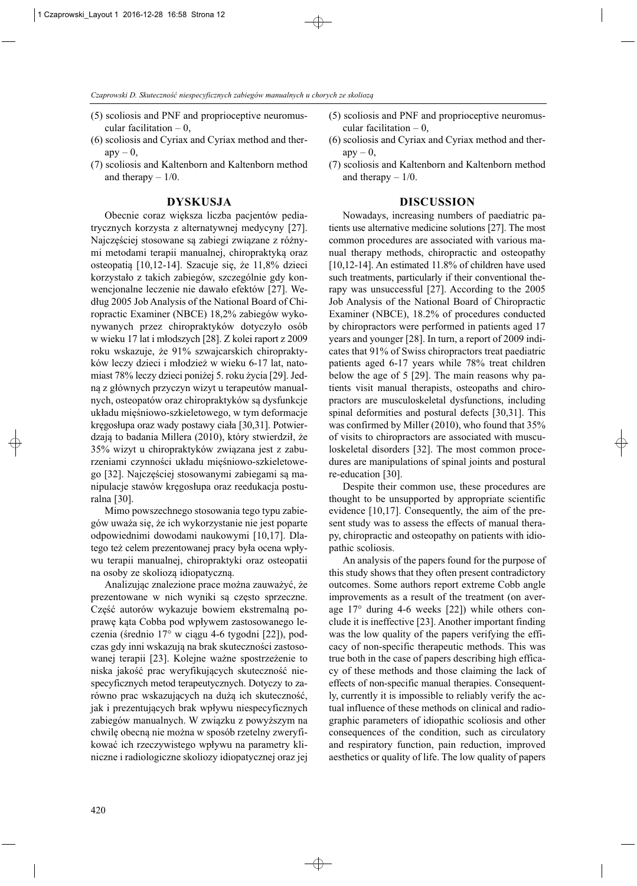(5) scoliosis and PNF and proprioceptive neuromuscular facilitation – 0,
(6) scoliosis and Cyriax and Cyriax method and therapy – 0,
(7) scoliosis and Kaltenborn and Kaltenborn method and therapy – 1/0.

## DYSKUSJA

Obecnie coraz większa liczba pacjentów pediatrycznych korzysta z alternatywnej medycyny [27]. Najczęściej stosowane są zabiegi związane z różnymi metodami terapii manualnej, chiropraktyką oraz osteopatią [10,12-14]. Szacuje się, że 11,8% dzieci korzystało z takich zabiegów, szczególnie gdy konwencjonalne leczenie nie dawało efektów [27]. Według 2005 Job Analysis of the National Board of Chiropractic Examiner (NBCE) 18,2% zabiegów wykonywanych przez chiropraktyków dotyczyło osób w wieku 17 lat i młodszych [28]. Z kolei raport z 2009 roku wskazuje, że 91% szwajcarskich chiropraktyków leczy dzieci i młodzież w wieku 6-17 lat, natomiast 78% leczy dzieci poniżej 5. roku życia [29]. Jedną z głównych przyczyn wizyt u terapeutów manualnych, osteopatów oraz chiropraktyków są dysfunkcje układu mięśniowo-szkieletowego, w tym deformacje kręgosłupa oraz wady postawy ciała [30,31]. Potwierdzają to badania Millera (2010), który stwierdził, że 35% wizyt u chiropraktyków związana jest z zaburzeniami czynności układu mięśniowo-szkieletowego [32]. Najczęściej stosowanymi zabiegami są manipulacje stawów kręgosłupa oraz reedukacja posturalna [30].

Mimo powszechnego stosowania tego typu zabiegów uważa się, że ich wykorzystanie nie jest poparte odpowiednimi dowodami naukowymi [10,17]. Dlatego też celem prezentowanej pracy była ocena wpływu terapii manualnej, chiropraktyki oraz osteopatii na osoby ze skoliozą idiopatyczną.

Analizując znalezione prace można zauważyć, że prezentowane w nich wyniki są często sprzeczne. Część autorów wykazuje bowiem ekstremalną poprawę kąta Cobba pod wpływem zastosowanego leczenia (średnio 17° w ciągu 4-6 tygodni [22]), podczas gdy inni wskazują na brak skuteczności zastosowanej terapii [23]. Kolejne ważne spostrzeżenie to niska jakość prac weryfikujących skuteczność niespecyficznych metod terapeutycznych. Dotyczy to zarówno prac wskazujących na dużą ich skuteczność, jak i prezentujących brak wpływu niespecyficznych zabiegów manualnych. W związku z powyższym na chwilę obecną nie można w sposób rzetelny zweryfikować ich rzeczywistego wpływu na parametry kliniczne i radiologiczne skoliozy idiopatycznej oraz jej

(5) scoliosis and PNF and proprioceptive neuromuscular facilitation – 0,
(6) scoliosis and Cyriax and Cyriax method and therapy – 0,
(7) scoliosis and Kaltenborn and Kaltenborn method and therapy – 1/0.

## DISCUSSION

Nowadays, increasing numbers of paediatric patients use alternative medicine solutions [27]. The most common procedures are associated with various manual therapy methods, chiropractic and osteopathy [10,12-14]. An estimated 11.8% of children have used such treatments, particularly if their conventional therapy was unsuccessful [27]. According to the 2005 Job Analysis of the National Board of Chiropractic Examiner (NBCE), 18.2% of procedures conducted by chiropractors were performed in patients aged 17 years and younger [28]. In turn, a report of 2009 indicates that 91% of Swiss chiropractors treat paediatric patients aged 6-17 years while 78% treat children below the age of 5 [29]. The main reasons why patients visit manual therapists, osteopaths and chiropractors are musculoskeletal dysfunctions, including spinal deformities and postural defects [30,31]. This was confirmed by Miller (2010), who found that 35% of visits to chiropractors are associated with musculoskeletal disorders [32]. The most common procedures are manipulations of spinal joints and postural re-education [30].

Despite their common use, these procedures are thought to be unsupported by appropriate scientific evidence [10,17]. Consequently, the aim of the present study was to assess the effects of manual therapy, chiropractic and osteopathy on patients with idiopathic scoliosis.

An analysis of the papers found for the purpose of this study shows that they often present contradictory outcomes. Some authors report extreme Cobb angle improvements as a result of the treatment (on average 17° during 4-6 weeks [22]) while others conclude it is ineffective [23]. Another important finding was the low quality of the papers verifying the efficacy of non-specific therapeutic methods. This was true both in the case of papers describing high efficacy of these methods and those claiming the lack of effects of non-specific manual therapies. Consequently, currently it is impossible to reliably verify the actual influence of these methods on clinical and radiographic parameters of idiopathic scoliosis and other consequences of the condition, such as circulatory and respiratory function, pain reduction, improved aesthetics or quality of life. The low quality of papers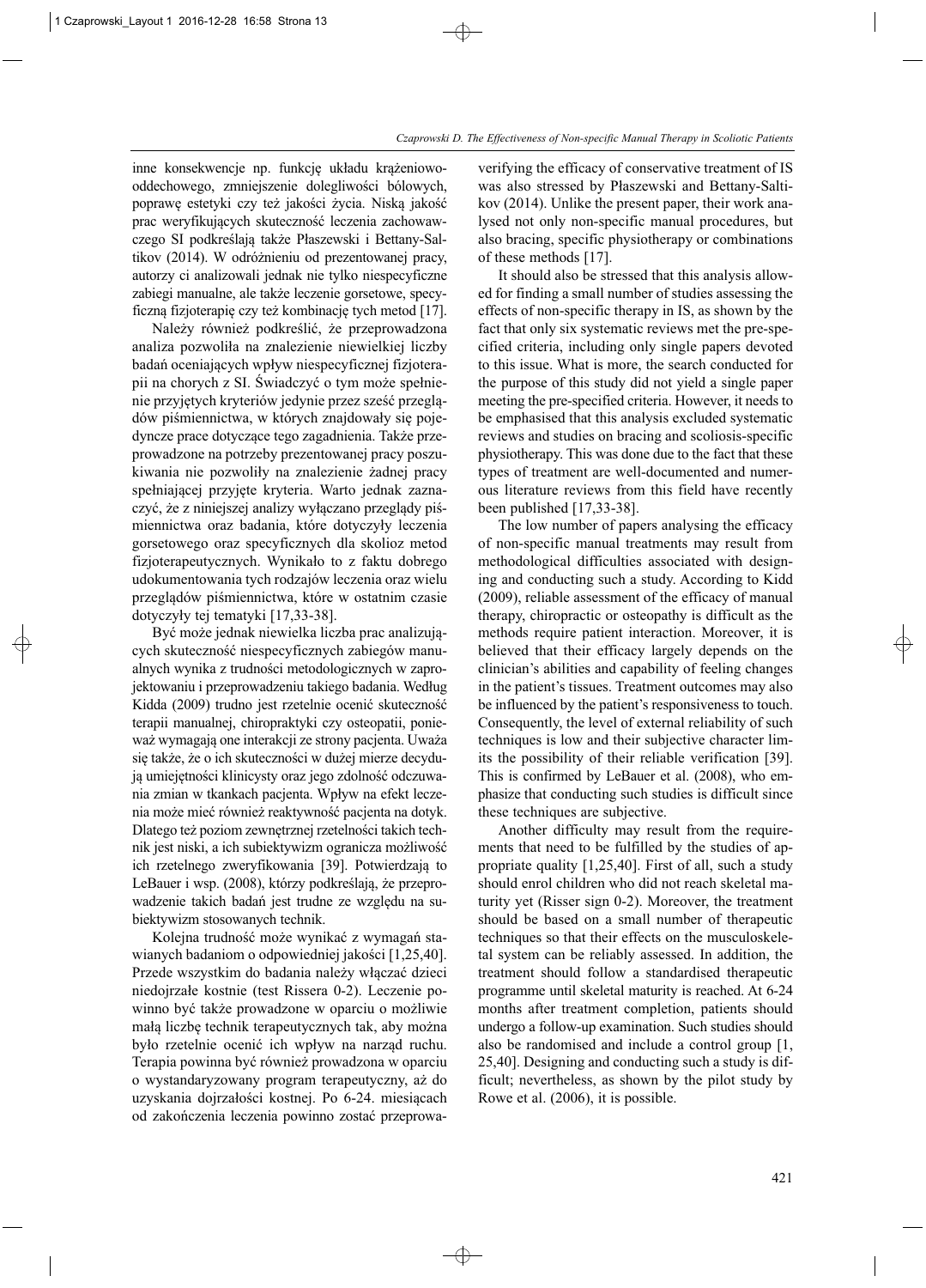inne konsekwencje np. funkcję układu krążeniowo-oddechowego, zmniejszenie dolegliwości bólowych, poprawę estetyki czy też jakości życia. Niską jakość prac weryfikujących skuteczność leczenia zachowawczego SI podkreślają także Płaszewski i Bettany-Saltikov (2014). W odróżnieniu od prezentowanej pracy, autorzy ci analizowali jednak nie tylko niespecyficzne zabiegi manualne, ale także leczenie gorsetowe, specyficzną fizjoterapię czy też kombinację tych metod [17].

Należy również podkreślić, że przeprowadzona analiza pozwoliła na znalezienie niewielkiej liczby badań oceniających wpływ niespecyficznej fizjoterapii na chorych z SI. Świadczyć o tym może spełnienie przyjętych kryteriów jedynie przez sześć przeglądów piśmiennictwa, w których znajdowały się pojedyncze prace dotyczące tego zagadnienia. Także przeprowadzone na potrzeby prezentowanej pracy poszukiwania nie pozwoliły na znalezienie żadnej pracy spełniającej przyjęte kryteria. Warto jednak zaznaczyć, że z niniejszej analizy wyłączano przeglądy piśmiennictwa oraz badania, które dotyczyły leczenia gorsetowego oraz specyficznych dla skolioz metod fizjoterapeutycznych. Wynikało to z faktu dobrego udokumentowania tych rodzajów leczenia oraz wielu przeglądów piśmiennictwa, które w ostatnim czasie dotyczyły tej tematyki [17,33-38].

Być może jednak niewielka liczba prac analizujących skuteczność niespecyficznych zabiegów manualnych wynika z trudności metodologicznych w zaprojektowaniu i przeprowadzeniu takiego badania. Według Kidda (2009) trudno jest rzetelnie ocenić skuteczność terapii manualnej, chiropraktyki czy osteopatii, ponieważ wymagają one interakcji ze strony pacjenta. Uważa się także, że o ich skuteczności w dużej mierze decydują umiejętności klinicysty oraz jego zdolność odczuwania zmian w tkankach pacjenta. Wpływ na efekt leczenia może mieć również reaktywność pacjenta na dotyk. Dlatego też poziom zewnętrznej rzetelności takich technik jest niski, a ich subiektywizm ogranicza możliwość ich rzetelnego zweryfikowania [39]. Potwierdzają to LeBauer i wsp. (2008), którzy podkreślają, że przeprowadzenie takich badań jest trudne ze względu na subiektywizm stosowanych technik.

Kolejna trudność może wynikać z wymagań stawianych badaniom o odpowiedniej jakości [1,25,40]. Przede wszystkim do badania należy włączać dzieci niedojrzałe kostnie (test Rissera 0-2). Leczenie powinno być także prowadzone w oparciu o możliwie małą liczbę technik terapeutycznych tak, aby można było rzetelnie ocenić ich wpływ na narząd ruchu. Terapia powinna być również prowadzona w oparciu o wystandaryzowany program terapeutyczny, aż do uzyskania dojrzałości kostnej. Po 6-24. miesiącach od zakończenia leczenia powinno zostać przeprowa-

verifying the efficacy of conservative treatment of IS was also stressed by Płaszewski and Bettany-Saltikov (2014). Unlike the present paper, their work analysed not only non-specific manual procedures, but also bracing, specific physiotherapy or combinations of these methods [17].

It should also be stressed that this analysis allowed for finding a small number of studies assessing the effects of non-specific therapy in IS, as shown by the fact that only six systematic reviews met the pre-specified criteria, including only single papers devoted to this issue. What is more, the search conducted for the purpose of this study did not yield a single paper meeting the pre-specified criteria. However, it needs to be emphasised that this analysis excluded systematic reviews and studies on bracing and scoliosis-specific physiotherapy. This was done due to the fact that these types of treatment are well-documented and numerous literature reviews from this field have recently been published [17,33-38].

The low number of papers analysing the efficacy of non-specific manual treatments may result from methodological difficulties associated with designing and conducting such a study. According to Kidd (2009), reliable assessment of the efficacy of manual therapy, chiropractic or osteopathy is difficult as the methods require patient interaction. Moreover, it is believed that their efficacy largely depends on the clinician's abilities and capability of feeling changes in the patient's tissues. Treatment outcomes may also be influenced by the patient's responsiveness to touch. Consequently, the level of external reliability of such techniques is low and their subjective character limits the possibility of their reliable verification [39]. This is confirmed by LeBauer et al. (2008), who emphasize that conducting such studies is difficult since these techniques are subjective.

Another difficulty may result from the requirements that need to be fulfilled by the studies of appropriate quality [1,25,40]. First of all, such a study should enrol children who did not reach skeletal maturity yet (Risser sign 0-2). Moreover, the treatment should be based on a small number of therapeutic techniques so that their effects on the musculoskeletal system can be reliably assessed. In addition, the treatment should follow a standardised therapeutic programme until skeletal maturity is reached. At 6-24 months after treatment completion, patients should undergo a follow-up examination. Such studies should also be randomised and include a control group [1, 25,40]. Designing and conducting such a study is difficult; nevertheless, as shown by the pilot study by Rowe et al. (2006), it is possible.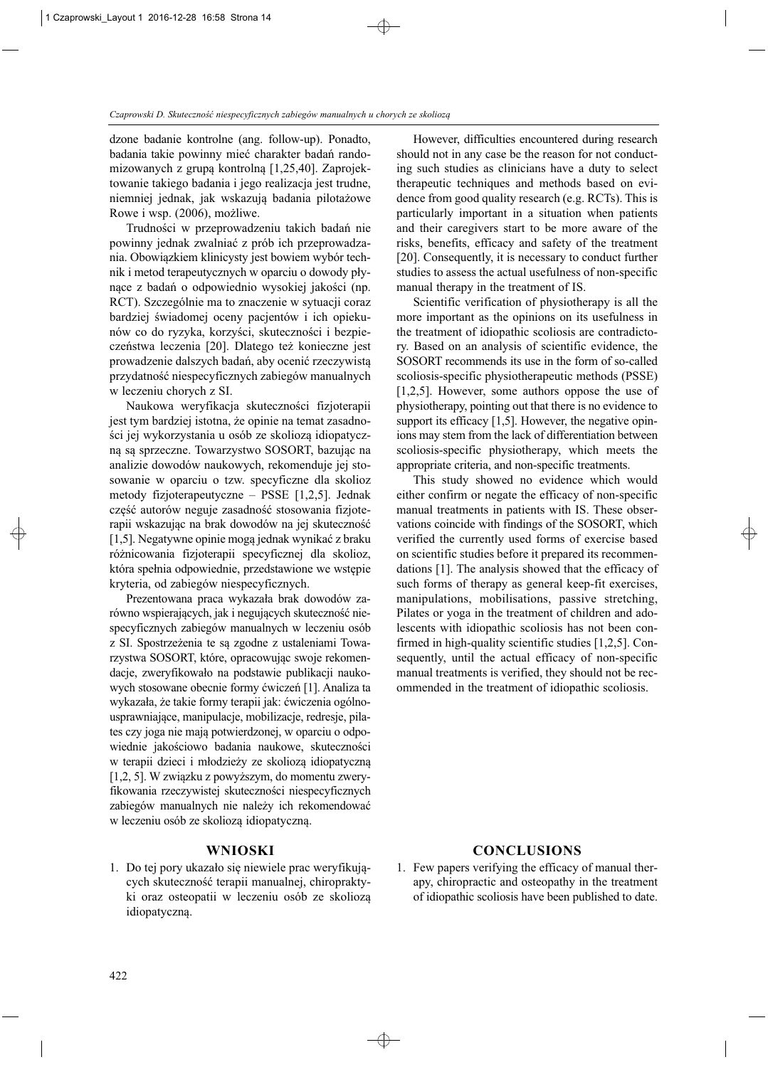dzone badanie kontrolne (ang. follow-up). Ponadto, badania takie powinny mieć charakter badań randomizowanych z grupą kontrolną [1,25,40]. Zaprojektowanie takiego badania i jego realizacja jest trudne, niemniej jednak, jak wskazują badania pilotażowe Rowe i wsp. (2006), możliwe.

Trudności w przeprowadzeniu takich badań nie powinny jednak zwalniać z prób ich przeprowadzania. Obowiązkiem klinicysty jest bowiem wybór technik i metod terapeutycznych w oparciu o dowody płynące z badań o odpowiednio wysokiej jakości (np. RCT). Szczególnie ma to znaczenie w sytuacji coraz bardziej świadomej oceny pacjentów i ich opiekunów co do ryzyka, korzyści, skuteczności i bezpieczeństwa leczenia [20]. Dlatego też konieczne jest prowadzenie dalszych badań, aby ocenić rzeczywistą przydatność niespecyficznych zabiegów manualnych w leczeniu chorych z SI.

Naukowa weryfikacja skuteczności fizjoterapii jest tym bardziej istotna, że opinie na temat zasadności jej wykorzystania u osób ze skoliozą idiopatyczną są sprzeczne. Towarzystwo SOSORT, bazując na analizie dowodów naukowych, rekomenduje jej stosowanie w oparciu o tzw. specyficzne dla skolioz metody fizjoterapeutyczne – PSSE [1,2,5]. Jednak część autorów neguje zasadność stosowania fizjoterapii wskazując na brak dowodów na jej skuteczność [1,5]. Negatywne opinie mogą jednak wynikać z braku różnicowania fizjoterapii specyficznej dla skolioz, która spełnia odpowiednie, przedstawione we wstępie kryteria, od zabiegów niespecyficznych.

Prezentowana praca wykazała brak dowodów zarówno wspierających, jak i negujących skuteczność niespecyficznych zabiegów manualnych w leczeniu osób z SI. Spostrzeżenia te są zgodne z ustaleniami Towarzystwa SOSORT, które, opracowując swoje rekomendacje, zweryfikowało na podstawie publikacji naukowych stosowane obecnie formy ćwiczeń [1]. Analiza ta wykazała, że takie formy terapii jak: ćwiczenia ogólnousprawniające, manipulacje, mobilizacje, redresje, pilates czy joga nie mają potwierdzonej, w oparciu o odpowiednie jakościowo badania naukowe, skuteczności w terapii dzieci i młodzieży ze skoliozą idiopatyczną [1,2, 5]. W związku z powyższym, do momentu zweryfikowania rzeczywistej skuteczności niespecyficznych zabiegów manualnych nie należy ich rekomendować w leczeniu osób ze skoliozą idiopatyczną.

## WNIOSKI

1. Do tej pory ukazało się niewiele prac weryfikujących skuteczność terapii manualnej, chiropraktyki oraz osteopatii w leczeniu osób ze skoliozą idiopatyczną.

However, difficulties encountered during research should not in any case be the reason for not conducting such studies as clinicians have a duty to select therapeutic techniques and methods based on evidence from good quality research (e.g. RCTs). This is particularly important in a situation when patients and their caregivers start to be more aware of the risks, benefits, efficacy and safety of the treatment [20]. Consequently, it is necessary to conduct further studies to assess the actual usefulness of non-specific manual therapy in the treatment of IS.

Scientific verification of physiotherapy is all the more important as the opinions on its usefulness in the treatment of idiopathic scoliosis are contradictory. Based on an analysis of scientific evidence, the SOSORT recommends its use in the form of so-called scoliosis-specific physiotherapeutic methods (PSSE) [1,2,5]. However, some authors oppose the use of physiotherapy, pointing out that there is no evidence to support its efficacy [1,5]. However, the negative opinions may stem from the lack of differentiation between scoliosis-specific physiotherapy, which meets the appropriate criteria, and non-specific treatments.

This study showed no evidence which would either confirm or negate the efficacy of non-specific manual treatments in patients with IS. These observations coincide with findings of the SOSORT, which verified the currently used forms of exercise based on scientific studies before it prepared its recommendations [1]. The analysis showed that the efficacy of such forms of therapy as general keep-fit exercises, manipulations, mobilisations, passive stretching, Pilates or yoga in the treatment of children and adolescents with idiopathic scoliosis has not been confirmed in high-quality scientific studies [1,2,5]. Consequently, until the actual efficacy of non-specific manual treatments is verified, they should not be recommended in the treatment of idiopathic scoliosis.

## CONCLUSIONS

1. Few papers verifying the efficacy of manual therapy, chiropractic and osteopathy in the treatment of idiopathic scoliosis have been published to date.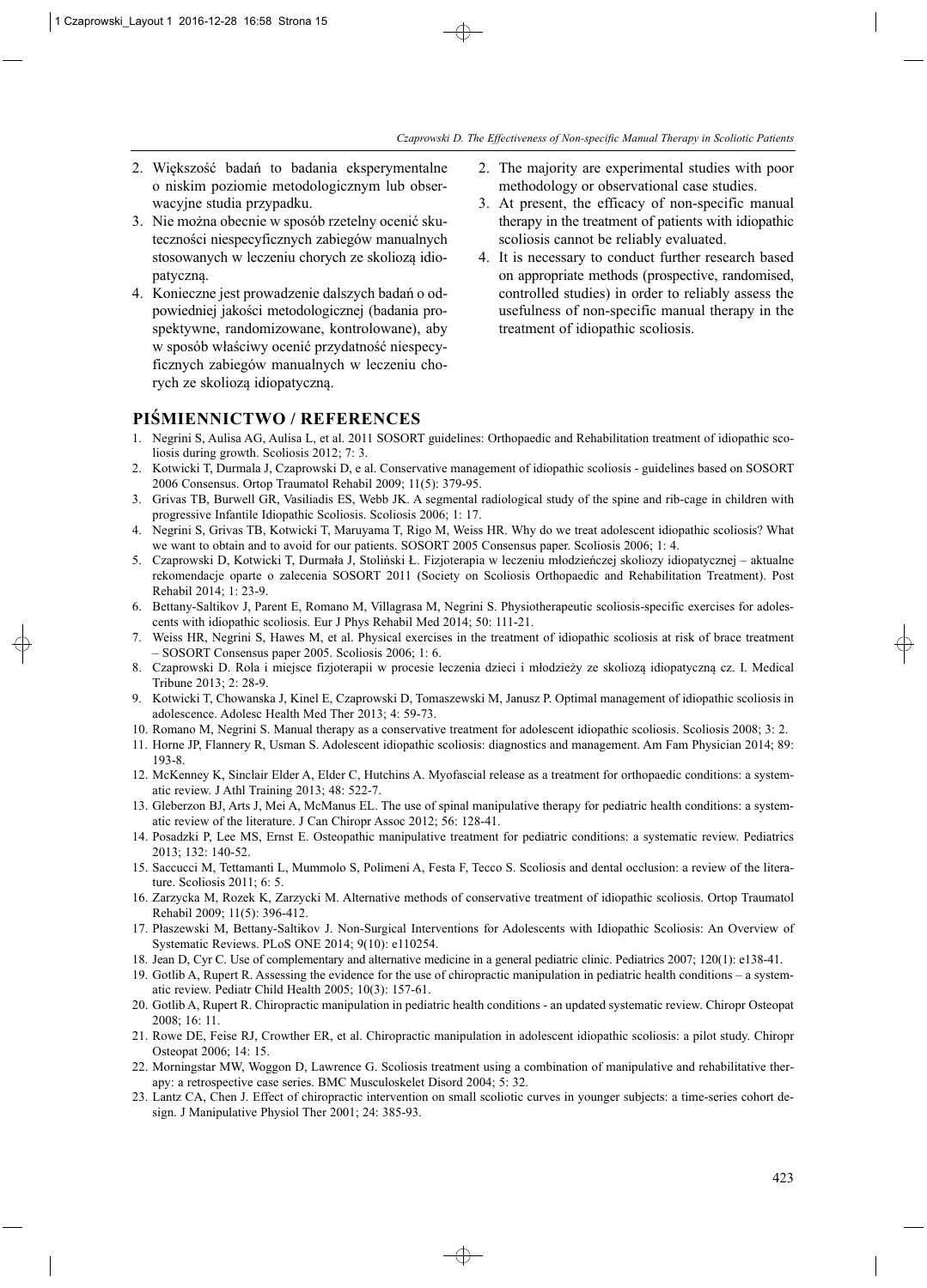2. Większość badań to badania eksperymentalne o niskim poziomie metodologicznym lub obserwacyjne studia przypadku.
3. Nie można obecnie w sposób rzetelny ocenić skuteczności niespecyficznych zabiegów manualnych stosowanych w leczeniu chorych ze skoliozą idiopatyczną.
4. Konieczne jest prowadzenie dalszych badań o odpowiedniej jakości metodologicznej (badania prospektywne, randomizowane, kontrolowane), aby w sposób właściwy ocenić przydatność niespecyficznych zabiegów manualnych w leczeniu chorych ze skoliozą idiopatyczną.

2. The majority are experimental studies with poor methodology or observational case studies.
3. At present, the efficacy of non-specific manual therapy in the treatment of patients with idiopathic scoliosis cannot be reliably evaluated.
4. It is necessary to conduct further research based on appropriate methods (prospective, randomised, controlled studies) in order to reliably assess the usefulness of non-specific manual therapy in the treatment of idiopathic scoliosis.

## PIŚMIENNICTWO / REFERENCES

1. Negrini S, Aulisa AG, Aulisa L, et al. 2011 SOSORT guidelines: Orthopaedic and Rehabilitation treatment of idiopathic scoliosis during growth. Scoliosis 2012; 7: 3.
2. Kotwicki T, Durmala J, Czaprowski D, e al. Conservative management of idiopathic scoliosis - guidelines based on SOSORT 2006 Consensus. Ortop Traumatol Rehabil 2009; 11(5): 379-95.
3. Grivas TB, Burwell GR, Vasiliadis ES, Webb JK. A segmental radiological study of the spine and rib-cage in children with progressive Infantile Idiopathic Scoliosis. Scoliosis 2006; 1: 17.
4. Negrini S, Grivas TB, Kotwicki T, Maruyama T, Rigo M, Weiss HR. Why do we treat adolescent idiopathic scoliosis? What we want to obtain and to avoid for our patients. SOSORT 2005 Consensus paper. Scoliosis 2006; 1: 4.
5. Czaprowski D, Kotwicki T, Durmała J, Stoliński Ł. Fizjoterapia w leczeniu młodzieńczej skoliozy idiopatycznej – aktualne rekomendacje oparte o zalecenia SOSORT 2011 (Society on Scoliosis Orthopaedic and Rehabilitation Treatment). Post Rehabil 2014; 1: 23-9.
6. Bettany-Saltikov J, Parent E, Romano M, Villagrasa M, Negrini S. Physiotherapeutic scoliosis-specific exercises for adolescents with idiopathic scoliosis. Eur J Phys Rehabil Med 2014; 50: 111-21.
7. Weiss HR, Negrini S, Hawes M, et al. Physical exercises in the treatment of idiopathic scoliosis at risk of brace treatment – SOSORT Consensus paper 2005. Scoliosis 2006; 1: 6.
8. Czaprowski D. Rola i miejsce fizjoterapii w procesie leczenia dzieci i młodzieży ze skoliozą idiopatyczną cz. I. Medical Tribune 2013; 2: 28-9.
9. Kotwicki T, Chowanska J, Kinel E, Czaprowski D, Tomaszewski M, Janusz P. Optimal management of idiopathic scoliosis in adolescence. Adolesc Health Med Ther 2013; 4: 59-73.
10. Romano M, Negrini S. Manual therapy as a conservative treatment for adolescent idiopathic scoliosis. Scoliosis 2008; 3: 2.
11. Horne JP, Flannery R, Usman S. Adolescent idiopathic scoliosis: diagnostics and management. Am Fam Physician 2014; 89: 193-8.
12. McKenney K, Sinclair Elder A, Elder C, Hutchins A. Myofascial release as a treatment for orthopaedic conditions: a systematic review. J Athl Training 2013; 48: 522-7.
13. Gleberzon BJ, Arts J, Mei A, McManus EL. The use of spinal manipulative therapy for pediatric health conditions: a systematic review of the literature. J Can Chiropr Assoc 2012; 56: 128-41.
14. Posadzki P, Lee MS, Ernst E. Osteopathic manipulative treatment for pediatric conditions: a systematic review. Pediatrics 2013; 132: 140-52.
15. Saccucci M, Tettamanti L, Mummolo S, Polimeni A, Festa F, Tecco S. Scoliosis and dental occlusion: a review of the literature. Scoliosis 2011; 6: 5.
16. Zarzycka M, Rozek K, Zarzycki M. Alternative methods of conservative treatment of idiopathic scoliosis. Ortop Traumatol Rehabil 2009; 11(5): 396-412.
17. Płaszewski M, Bettany-Saltikov J. Non-Surgical Interventions for Adolescents with Idiopathic Scoliosis: An Overview of Systematic Reviews. PLoS ONE 2014; 9(10): e110254.
18. Jean D, Cyr C. Use of complementary and alternative medicine in a general pediatric clinic. Pediatrics 2007; 120(1): e138-41.
19. Gotlib A, Rupert R. Assessing the evidence for the use of chiropractic manipulation in pediatric health conditions – a systematic review. Pediatr Child Health 2005; 10(3): 157-61.
20. Gotlib A, Rupert R. Chiropractic manipulation in pediatric health conditions - an updated systematic review. Chiropr Osteopat 2008; 16: 11.
21. Rowe DE, Feise RJ, Crowther ER, et al. Chiropractic manipulation in adolescent idiopathic scoliosis: a pilot study. Chiropr Osteopat 2006; 14: 15.
22. Morningstar MW, Woggon D, Lawrence G. Scoliosis treatment using a combination of manipulative and rehabilitative therapy: a retrospective case series. BMC Musculoskelet Disord 2004; 5: 32.
23. Lantz CA, Chen J. Effect of chiropractic intervention on small scoliotic curves in younger subjects: a time-series cohort design. J Manipulative Physiol Ther 2001; 24: 385-93.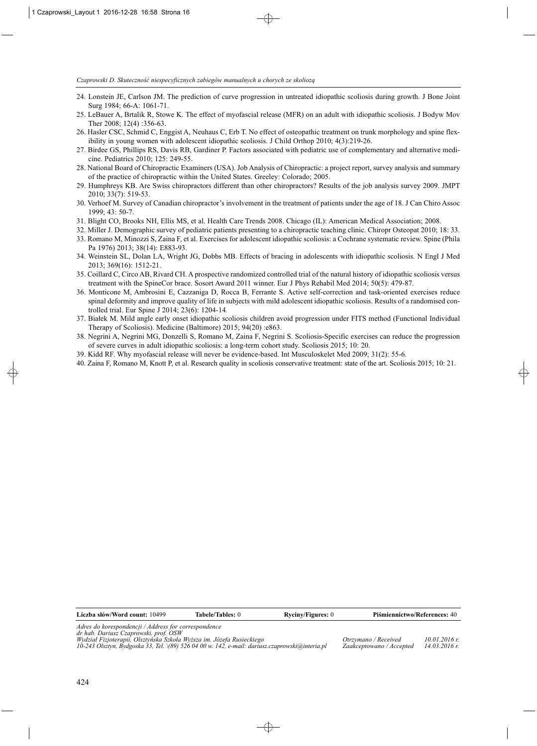24. Lonstein JE, Carlson JM. The prediction of curve progression in untreated idiopathic scoliosis during growth. J Bone Joint Surg 1984; 66-A: 1061-71.
25. LeBauer A, Brtalik R, Stowe K. The effect of myofascial release (MFR) on an adult with idiopathic scoliosis. J Bodyw Mov Ther 2008; 12(4) :356-63.
26. Hasler CSC, Schmid C, Enggist A, Neuhaus C, Erb T. No effect of osteopathic treatment on trunk morphology and spine flexibility in young women with adolescent idiopathic scoliosis. J Child Orthop 2010; 4(3):219-26.
27. Birdee GS, Phillips RS, Davis RB, Gardiner P. Factors associated with pediatric use of complementary and alternative medicine. Pediatrics 2010; 125: 249-55.
28. National Board of Chiropractic Examiners (USA). Job Analysis of Chiropractic: a project report, survey analysis and summary of the practice of chiropractic within the United States. Greeley: Colorado; 2005.
29. Humphreys KB. Are Swiss chiropractors different than other chiropractors? Results of the job analysis survey 2009. JMPT 2010; 33(7): 519-53.
30. Verhoef M. Survey of Canadian chiropractor's involvement in the treatment of patients under the age of 18. J Can Chiro Assoc 1999; 43: 50-7.
31. Blight CO, Brooks NH, Ellis MS, et al. Health Care Trends 2008. Chicago (IL): American Medical Association; 2008.
32. Miller J. Demographic survey of pediatric patients presenting to a chiropractic teaching clinic. Chiropr Osteopat 2010; 18: 33.
33. Romano M, Minozzi S, Zaina F, et al. Exercises for adolescent idiopathic scoliosis: a Cochrane systematic review. Spine (Phila Pa 1976) 2013; 38(14): E883-93.
34. Weinstein SL, Dolan LA, Wright JG, Dobbs MB. Effects of bracing in adolescents with idiopathic scoliosis. N Engl J Med 2013; 369(16): 1512-21.
35. Coillard C, Circo AB, Rivard CH. A prospective randomized controlled trial of the natural history of idiopathic scoliosis versus treatment with the SpineCor brace. Sosort Award 2011 winner. Eur J Phys Rehabil Med 2014; 50(5): 479-87.
36. Monticone M, Ambrosini E, Cazzaniga D, Rocca B, Ferrante S. Active self-correction and task-oriented exercises reduce spinal deformity and improve quality of life in subjects with mild adolescent idiopathic scoliosis. Results of a randomised controlled trial. Eur Spine J 2014; 23(6): 1204-14.
37. Białek M. Mild angle early onset idiopathic scoliosis children avoid progression under FITS method (Functional Individual Therapy of Scoliosis). Medicine (Baltimore) 2015; 94(20) :e863.
38. Negrini A, Negrini MG, Donzelli S, Romano M, Zaina F, Negrini S. Scoliosis-Specific exercises can reduce the progression of severe curves in adult idiopathic scoliosis: a long-term cohort study. Scoliosis 2015; 10: 20.
39. Kidd RF. Why myofascial release will never be evidence-based. Int Musculoskelet Med 2009; 31(2): 55-6.
40. Zaina F, Romano M, Knott P, et al. Research quality in scoliosis conservative treatment: state of the art. Scoliosis 2015; 10: 21.

**Liczba słów/Word count:** 10499 **Tabele/Tables:** 0 **Ryciny/Figures:** 0 **Piśmiennictwo/References:** 40

*Adres do korespondencji / Address for correspondence*
*dr hab. Dariusz Czaprowski, prof. OSW*
*Wydział Fizjoterapii, Olsztyńska Szkoła Wyższa im. Józefa Rusieckiego*
*10-243 Olsztyn, Bydgoska 33, Tel. \(89) 526 04 00 w. 142, e-mail: dariusz.czaprowski@interia.pl*

*Otrzymano / Received* *10.01.2016 r.*
*Zaakceptowano / Accepted* *14.03.2016 r.*